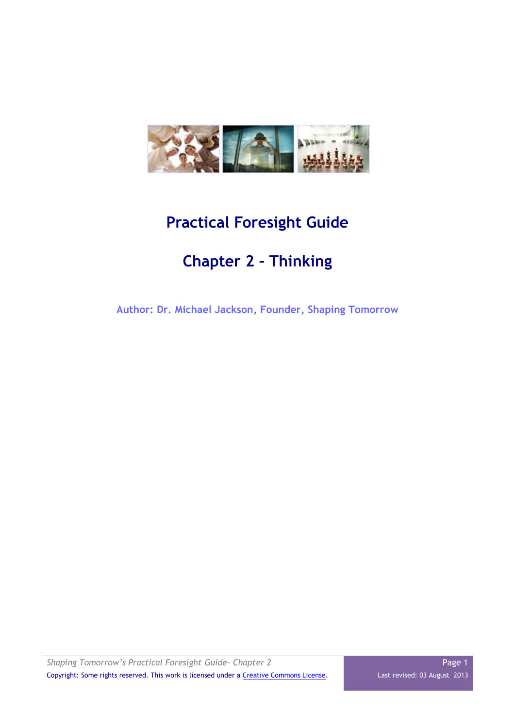# Practical Foresight Guide

## Chapter 2 – Thinking

**Author: Dr. Michael Jackson, Founder, Shaping Tomorrow**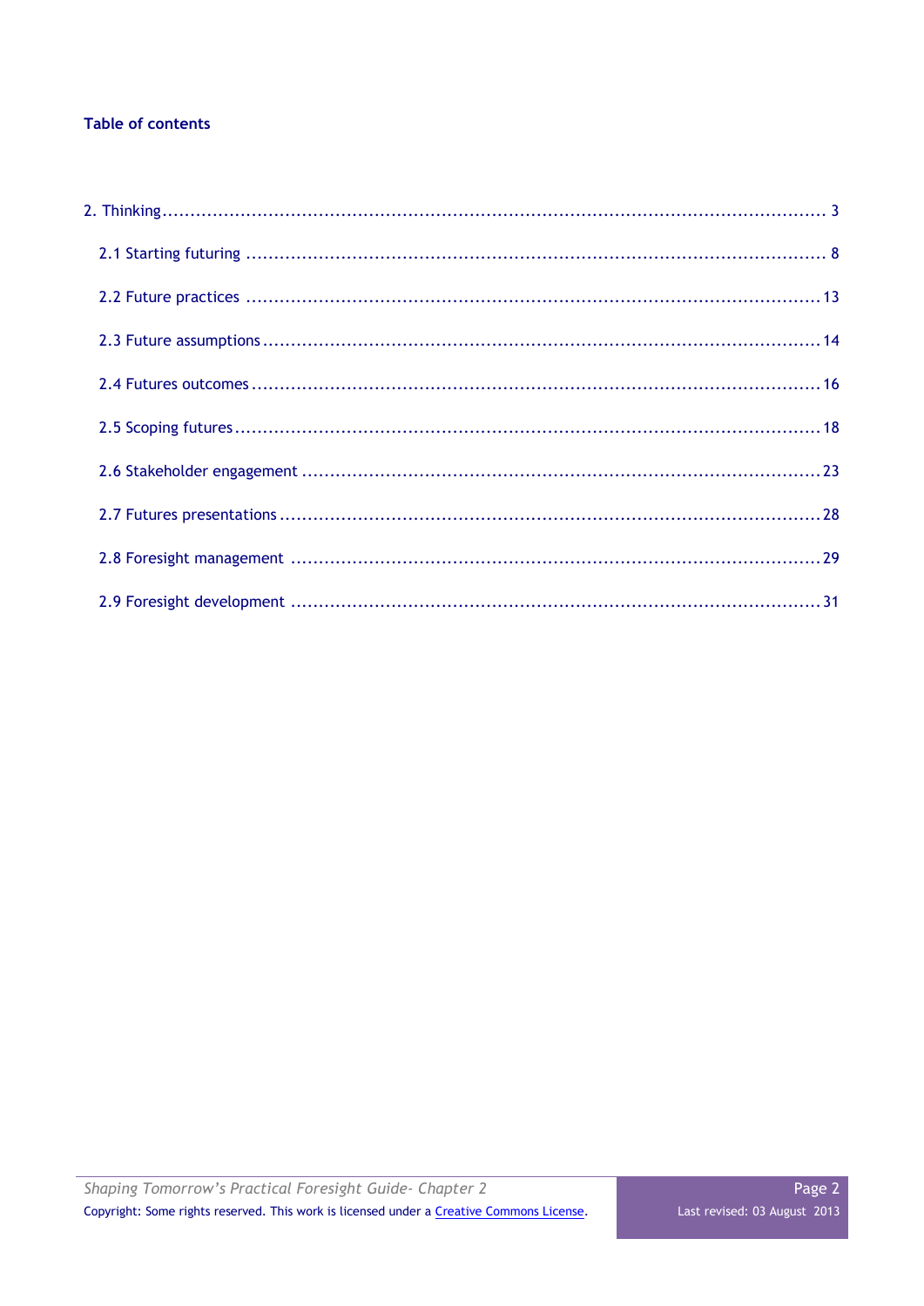**Table of contents**

2. Thinking ........................................................................................................ 3

- 2.1 Starting futuring ........................................................................................ 8
- 2.2 Future practices ........................................................................................ 13
- 2.3 Future assumptions ................................................................................... 14
- 2.4 Futures outcomes ...................................................................................... 16
- 2.5 Scoping futures ......................................................................................... 18
- 2.6 Stakeholder engagement ............................................................................ 23
- 2.7 Futures presentations ................................................................................ 28
- 2.8 Foresight management .............................................................................. 29
- 2.9 Foresight development .............................................................................. 31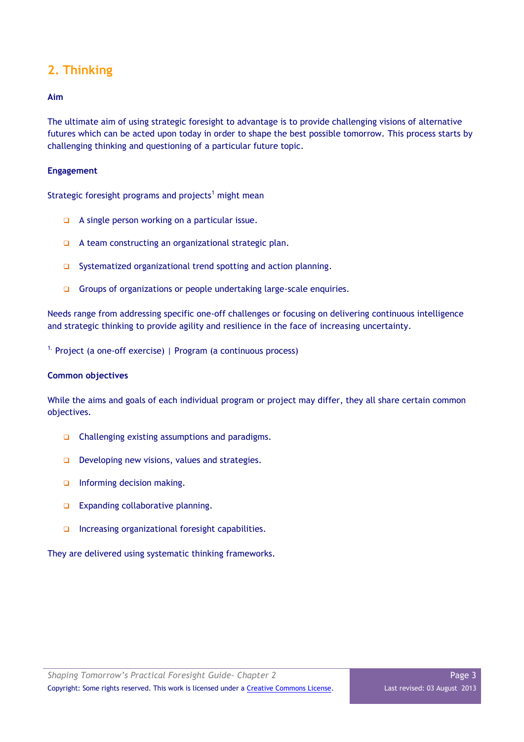## 2. Thinking

**Aim**

The ultimate aim of using strategic foresight to advantage is to provide challenging visions of alternative futures which can be acted upon today in order to shape the best possible tomorrow. This process starts by challenging thinking and questioning of a particular future topic.

**Engagement**

Strategic foresight programs and projects[1] might mean

- A single person working on a particular issue.
- A team constructing an organizational strategic plan.
- Systematized organizational trend spotting and action planning.
- Groups of organizations or people undertaking large-scale enquiries.

Needs range from addressing specific one-off challenges or focusing on delivering continuous intelligence and strategic thinking to provide agility and resilience in the face of increasing uncertainty.

[1.] Project (a one-off exercise) | Program (a continuous process)

**Common objectives**

While the aims and goals of each individual program or project may differ, they all share certain common objectives.

- Challenging existing assumptions and paradigms.
- Developing new visions, values and strategies.
- Informing decision making.
- Expanding collaborative planning.
- Increasing organizational foresight capabilities.

They are delivered using systematic thinking frameworks.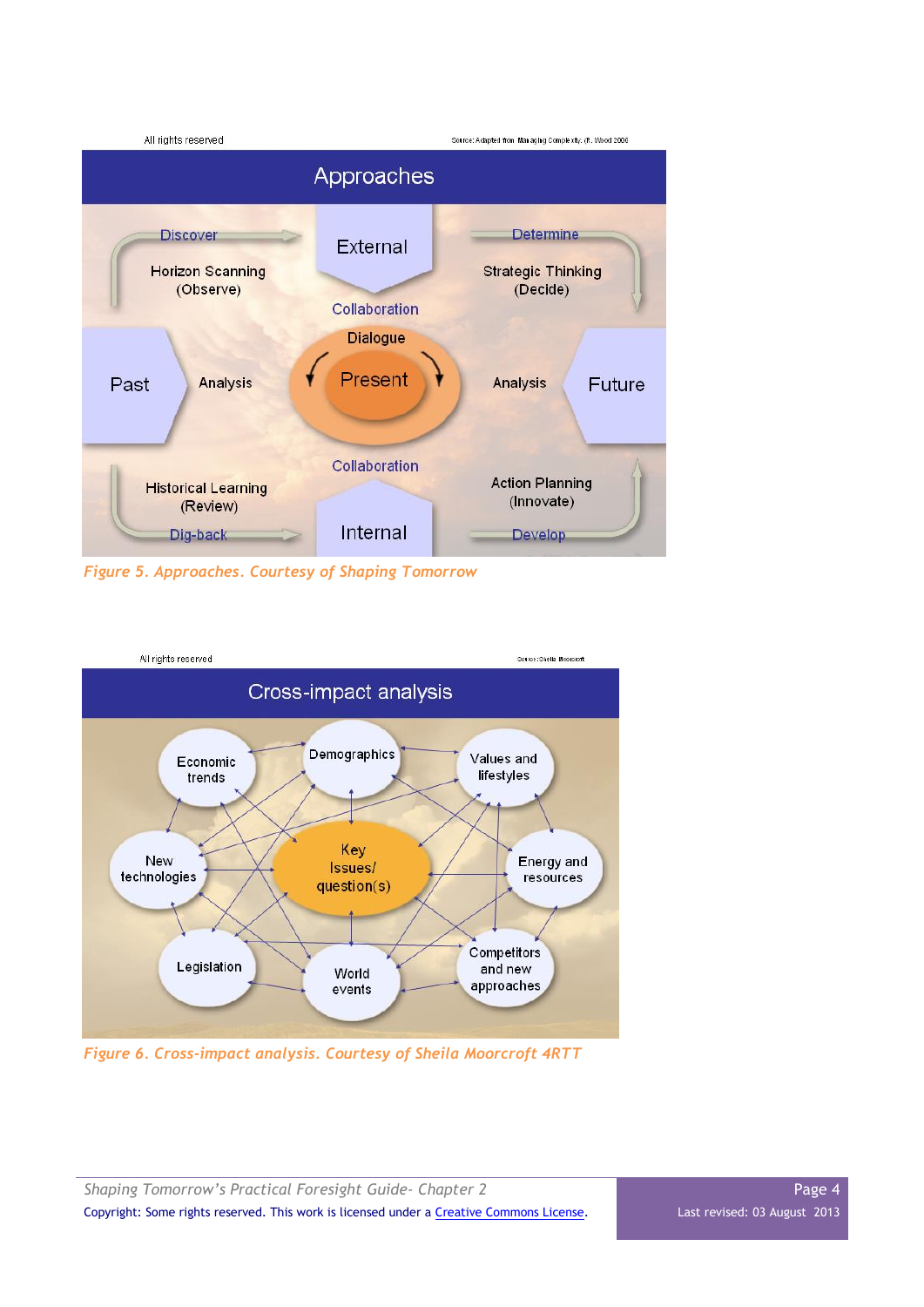All rights reserved

Source: Adapted from Managing Complexity. (R. Wood 2000

**Approaches**

Discover

Horizon Scanning (Observe)

External

Determine

Strategic Thinking (Decide)

Collaboration

Dialogue

Past

Analysis

Present

Analysis

Future

Collaboration

Historical Learning (Review)

Dig-back

Internal

Action Planning (Innovate)

Develop

*Figure 5. Approaches. Courtesy of Shaping Tomorrow*

All rights reserved

Source: Sheila Moorcroft

**Cross-impact analysis**

Economic trends

Demographics

Values and lifestyles

New technologies

Key Issues/ question(s)

Energy and resources

Legislation

World events

Competitors and new approaches

*Figure 6. Cross-impact analysis. Courtesy of Sheila Moorcroft 4RTT*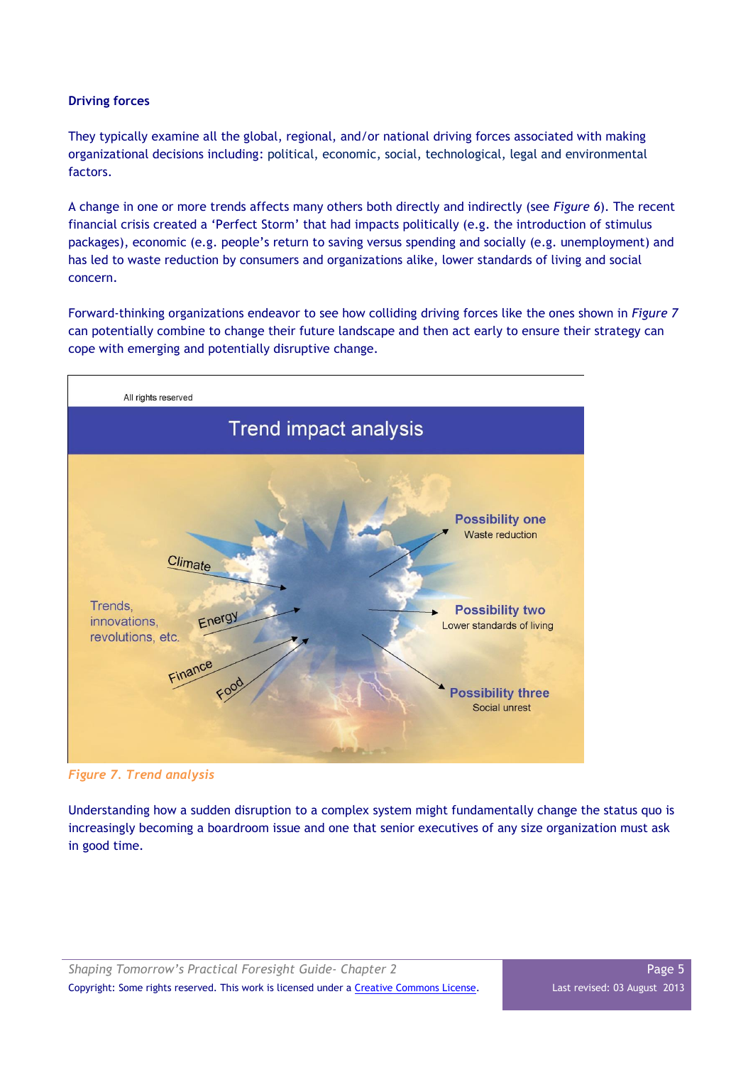**Driving forces**

They typically examine all the global, regional, and/or national driving forces associated with making organizational decisions including: political, economic, social, technological, legal and environmental factors.

A change in one or more trends affects many others both directly and indirectly (see *Figure 6*). The recent financial crisis created a 'Perfect Storm' that had impacts politically (e.g. the introduction of stimulus packages), economic (e.g. people's return to saving versus spending and socially (e.g. unemployment) and has led to waste reduction by consumers and organizations alike, lower standards of living and social concern.

Forward-thinking organizations endeavor to see how colliding driving forces like the ones shown in *Figure 7* can potentially combine to change their future landscape and then act early to ensure their strategy can cope with emerging and potentially disruptive change.

All rights reserved

Trend impact analysis

Trends, innovations, revolutions, etc.

Climate

Energy

Finance

Food

**Possibility one**
Waste reduction

**Possibility two**
Lower standards of living

**Possibility three**
Social unrest

*Figure 7. Trend analysis*

Understanding how a sudden disruption to a complex system might fundamentally change the status quo is increasingly becoming a boardroom issue and one that senior executives of any size organization must ask in good time.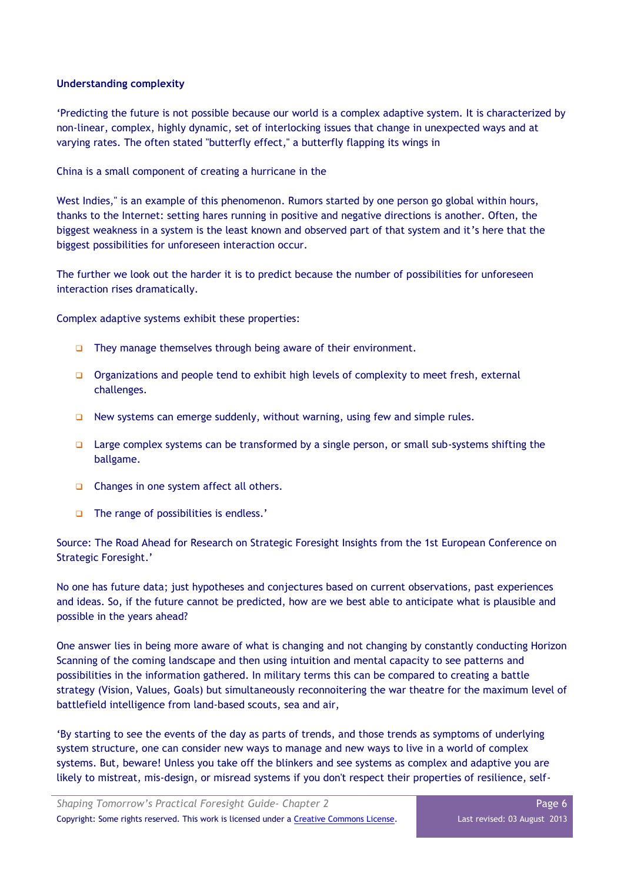**Understanding complexity**

'Predicting the future is not possible because our world is a complex adaptive system. It is characterized by non-linear, complex, highly dynamic, set of interlocking issues that change in unexpected ways and at varying rates. The often stated "butterfly effect," a butterfly flapping its wings in

China is a small component of creating a hurricane in the

West Indies," is an example of this phenomenon. Rumors started by one person go global within hours, thanks to the Internet: setting hares running in positive and negative directions is another. Often, the biggest weakness in a system is the least known and observed part of that system and it's here that the biggest possibilities for unforeseen interaction occur.

The further we look out the harder it is to predict because the number of possibilities for unforeseen interaction rises dramatically.

Complex adaptive systems exhibit these properties:

- They manage themselves through being aware of their environment.
- Organizations and people tend to exhibit high levels of complexity to meet fresh, external challenges.
- New systems can emerge suddenly, without warning, using few and simple rules.
- Large complex systems can be transformed by a single person, or small sub-systems shifting the ballgame.
- Changes in one system affect all others.
- The range of possibilities is endless.'

Source: The Road Ahead for Research on Strategic Foresight Insights from the 1st European Conference on Strategic Foresight.'

No one has future data; just hypotheses and conjectures based on current observations, past experiences and ideas. So, if the future cannot be predicted, how are we best able to anticipate what is plausible and possible in the years ahead?

One answer lies in being more aware of what is changing and not changing by constantly conducting Horizon Scanning of the coming landscape and then using intuition and mental capacity to see patterns and possibilities in the information gathered. In military terms this can be compared to creating a battle strategy (Vision, Values, Goals) but simultaneously reconnoitering the war theatre for the maximum level of battlefield intelligence from land-based scouts, sea and air,

'By starting to see the events of the day as parts of trends, and those trends as symptoms of underlying system structure, one can consider new ways to manage and new ways to live in a world of complex systems. But, beware! Unless you take off the blinkers and see systems as complex and adaptive you are likely to mistreat, mis-design, or misread systems if you don't respect their properties of resilience, self-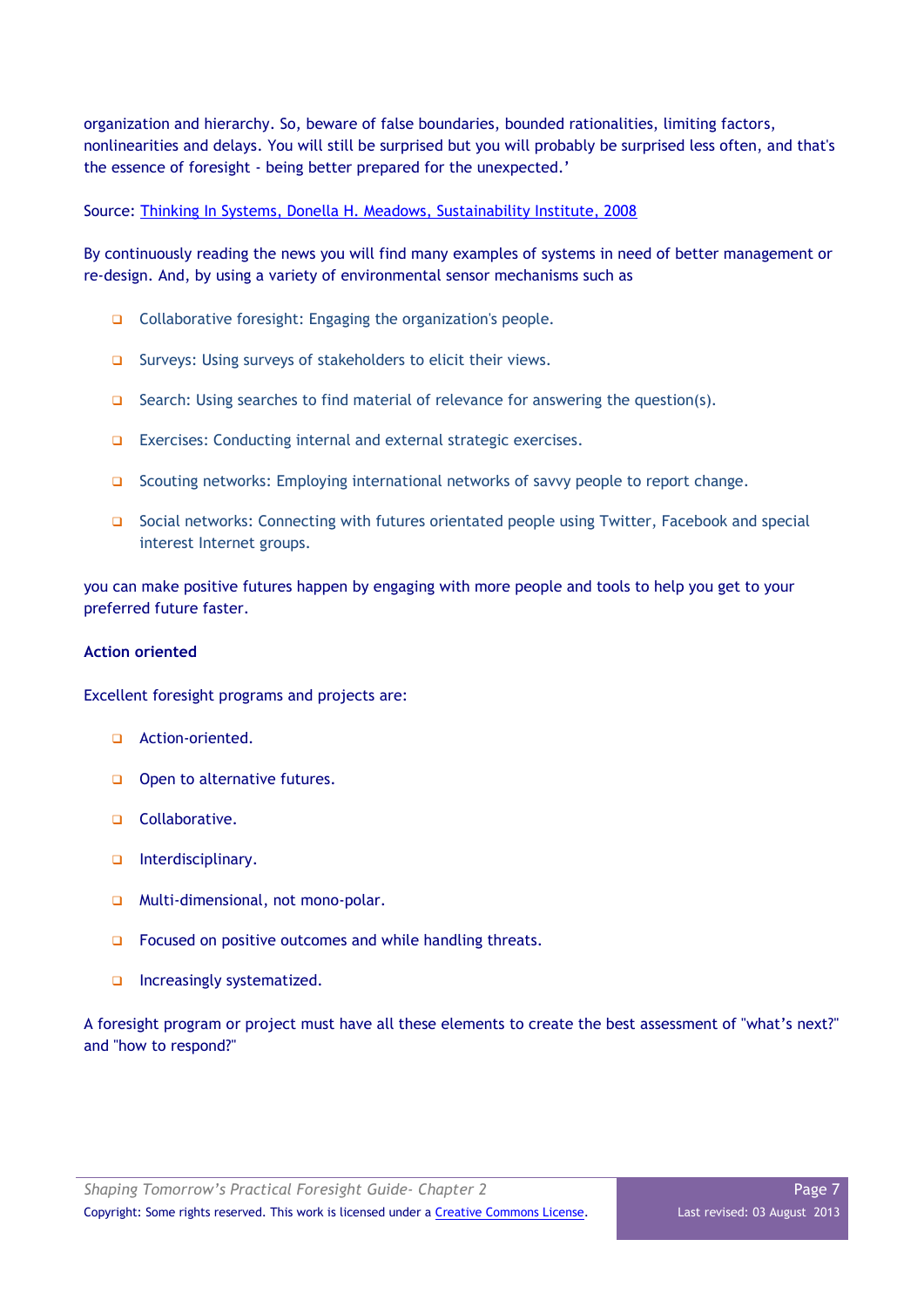organization and hierarchy. So, beware of false boundaries, bounded rationalities, limiting factors, nonlinearities and delays. You will still be surprised but you will probably be surprised less often, and that's the essence of foresight - being better prepared for the unexpected.'

Source: [Thinking In Systems, Donella H. Meadows, Sustainability Institute, 2008]

By continuously reading the news you will find many examples of systems in need of better management or re-design. And, by using a variety of environmental sensor mechanisms such as

- Collaborative foresight: Engaging the organization's people.
- Surveys: Using surveys of stakeholders to elicit their views.
- Search: Using searches to find material of relevance for answering the question(s).
- Exercises: Conducting internal and external strategic exercises.
- Scouting networks: Employing international networks of savvy people to report change.
- Social networks: Connecting with futures orientated people using Twitter, Facebook and special interest Internet groups.

you can make positive futures happen by engaging with more people and tools to help you get to your preferred future faster.

**Action oriented**

Excellent foresight programs and projects are:

- Action-oriented.
- Open to alternative futures.
- Collaborative.
- Interdisciplinary.
- Multi-dimensional, not mono-polar.
- Focused on positive outcomes and while handling threats.
- Increasingly systematized.

A foresight program or project must have all these elements to create the best assessment of "what's next?" and "how to respond?"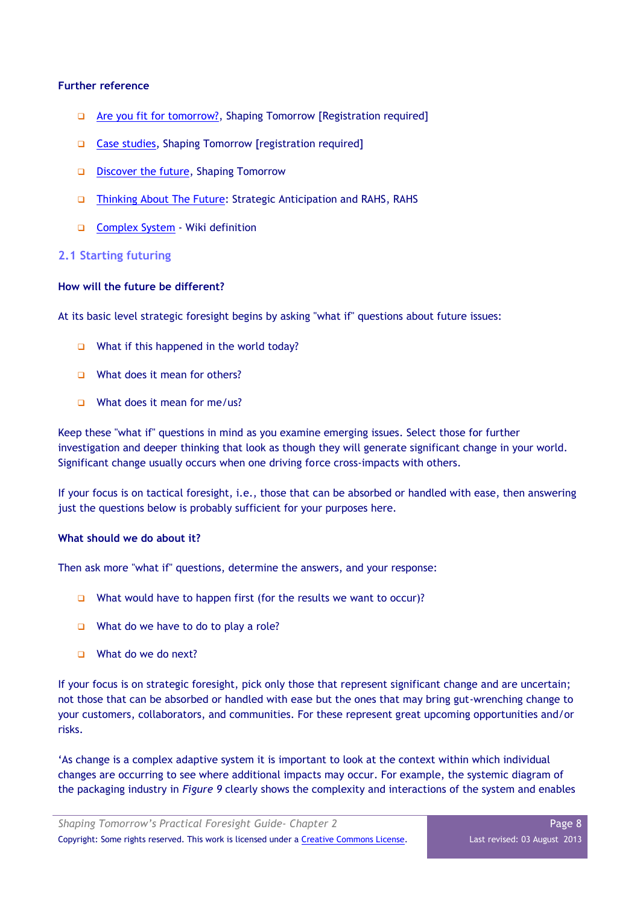**Further reference**

- Are you fit for tomorrow?, Shaping Tomorrow [Registration required]
- Case studies, Shaping Tomorrow [registration required]
- Discover the future, Shaping Tomorrow
- Thinking About The Future: Strategic Anticipation and RAHS, RAHS
- Complex System - Wiki definition

## 2.1 Starting futuring

**How will the future be different?**

At its basic level strategic foresight begins by asking "what if" questions about future issues:

- What if this happened in the world today?
- What does it mean for others?
- What does it mean for me/us?

Keep these "what if" questions in mind as you examine emerging issues. Select those for further investigation and deeper thinking that look as though they will generate significant change in your world. Significant change usually occurs when one driving force cross-impacts with others.

If your focus is on tactical foresight, i.e., those that can be absorbed or handled with ease, then answering just the questions below is probably sufficient for your purposes here.

**What should we do about it?**

Then ask more "what if" questions, determine the answers, and your response:

- What would have to happen first (for the results we want to occur)?
- What do we have to do to play a role?
- What do we do next?

If your focus is on strategic foresight, pick only those that represent significant change and are uncertain; not those that can be absorbed or handled with ease but the ones that may bring gut-wrenching change to your customers, collaborators, and communities. For these represent great upcoming opportunities and/or risks.

'As change is a complex adaptive system it is important to look at the context within which individual changes are occurring to see where additional impacts may occur. For example, the systemic diagram of the packaging industry in *Figure 9* clearly shows the complexity and interactions of the system and enables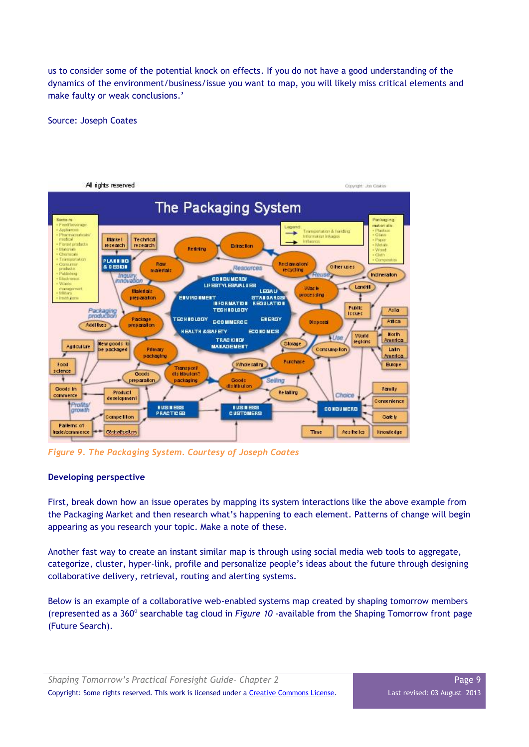us to consider some of the potential knock on effects. If you do not have a good understanding of the dynamics of the environment/business/issue you want to map, you will likely miss critical elements and make faulty or weak conclusions.'

Source: Joseph Coates

*Figure 9. The Packaging System. Courtesy of Joseph Coates*

**Developing perspective**

First, break down how an issue operates by mapping its system interactions like the above example from the Packaging Market and then research what's happening to each element. Patterns of change will begin appearing as you research your topic. Make a note of these.

Another fast way to create an instant similar map is through using social media web tools to aggregate, categorize, cluster, hyper-link, profile and personalize people's ideas about the future through designing collaborative delivery, retrieval, routing and alerting systems.

Below is an example of a collaborative web-enabled systems map created by shaping tomorrow members (represented as a 360° searchable tag cloud in *Figure 10* -available from the Shaping Tomorrow front page (Future Search).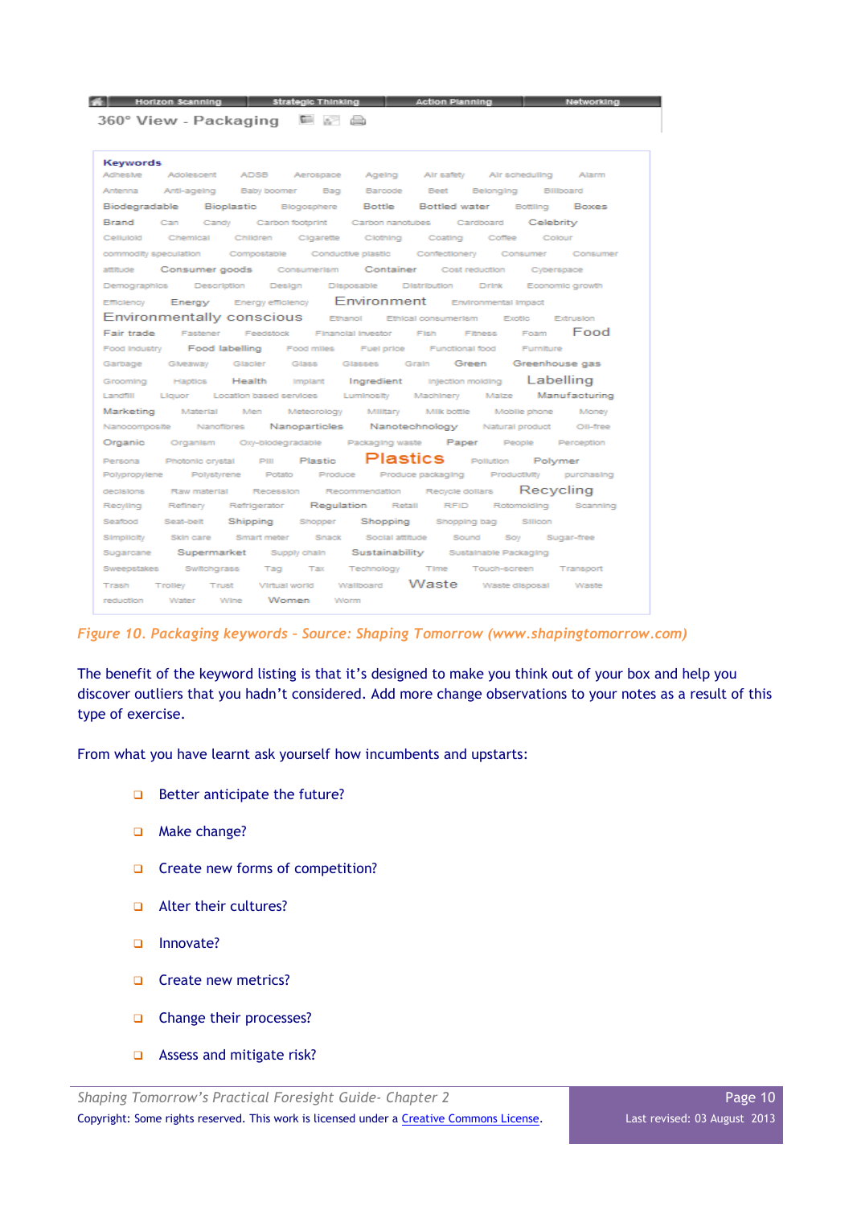Horizon Scanning | Strategic Thinking | Action Planning | Networking

360° View - Packaging

**Keywords**

Adhesive Adolescent ADSB Aerospace Ageing Air safety Air scheduling Alarm Antenna Anti-ageing Baby boomer Bag Barcode Beet Belonging Billboard Biodegradable Bioplastic Blogosphere Bottle Bottled water Bottling Boxes Brand Can Candy Carbon footprint Carbon nanotubes Cardboard Celebrity Celluloid Chemical Children Cigarette Clothing Coating Coffee Colour commodity speculation Compostable Conductive plastic Confectionery Consumer Consumer attitude Consumer goods Consumerism Container Cost reduction Cyberspace Demographics Description Design Disposable Distribution Drink Economic growth Efficiency Energy Energy efficiency Environment Environmental impact Environmentally conscious Ethanol Ethical consumerism Exotic Extrusion Fair trade Fastener Feedstock Financial investor Fish Fitness Foam Food Food industry Food labelling Food miles Fuel price Functional food Furniture Garbage Giveaway Glacier Glass Glasses Grain Green Greenhouse gas Grooming Haptics Health Implant Ingredient Injection molding Labelling Landfill Liquor Location based services Luminosity Machinery Maize Manufacturing Marketing Material Men Meteorology Military Milk bottle Mobile phone Money Nanocomposite Nanofibres Nanoparticles Nanotechnology Natural product Oil-free Organic Organism Oxy-biodegradable Packaging waste Paper People Perception Persona Photonic crystal PIII Plastic Plastics Pollution Polymer Polypropylene Polystyrene Potato Produce Produce packaging Productivity purchasing decisions Raw material Recession Recommendation Recycle dollars Recycling Recyling Refinery Refrigerator Regulation Retail RFID Rotomolding Scanning Seafood Seat-belt Shipping Shopper Shopping Shopping bag Silicon Simplicity Skin care Smart meter Snack Social attitude Sound Soy Sugar-free Sugarcane Supermarket Supply chain Sustainability Sustainable Packaging Sweepstakes Switchgrass Tag Tax Technology Time Touch-screen Transport Trash Trolley Trust Virtual world Wallboard Waste Waste disposal Waste reduction Water Wine Women Worm

*Figure 10. Packaging keywords - Source: Shaping Tomorrow (www.shapingtomorrow.com)*

The benefit of the keyword listing is that it's designed to make you think out of your box and help you discover outliers that you hadn't considered. Add more change observations to your notes as a result of this type of exercise.

From what you have learnt ask yourself how incumbents and upstarts:

- Better anticipate the future?
- Make change?
- Create new forms of competition?
- Alter their cultures?
- Innovate?
- Create new metrics?
- Change their processes?
- Assess and mitigate risk?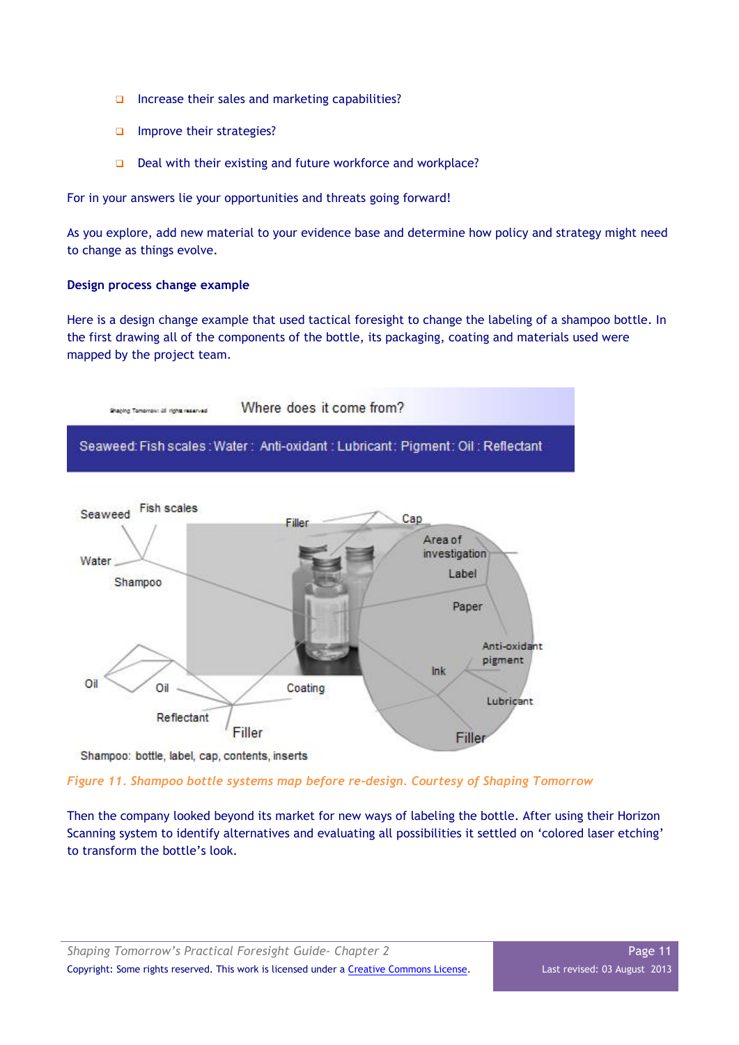- Increase their sales and marketing capabilities?
- Improve their strategies?
- Deal with their existing and future workforce and workplace?

For in your answers lie your opportunities and threats going forward!

As you explore, add new material to your evidence base and determine how policy and strategy might need to change as things evolve.

**Design process change example**

Here is a design change example that used tactical foresight to change the labeling of a shampoo bottle. In the first drawing all of the components of the bottle, its packaging, coating and materials used were mapped by the project team.

Where does it come from?

Seaweed: Fish scales : Water : Anti-oxidant : Lubricant : Pigment : Oil : Reflectant

Seaweed, Fish scales, Water, Shampoo, Filler, Cap, Area of investigation, Label, Paper, Anti-oxidant pigment, Ink, Lubricant, Filler, Oil, Oil, Coating, Reflectant, Filler

Shampoo: bottle, label, cap, contents, inserts

*Figure 11. Shampoo bottle systems map before re-design. Courtesy of Shaping Tomorrow*

Then the company looked beyond its market for new ways of labeling the bottle. After using their Horizon Scanning system to identify alternatives and evaluating all possibilities it settled on 'colored laser etching' to transform the bottle's look.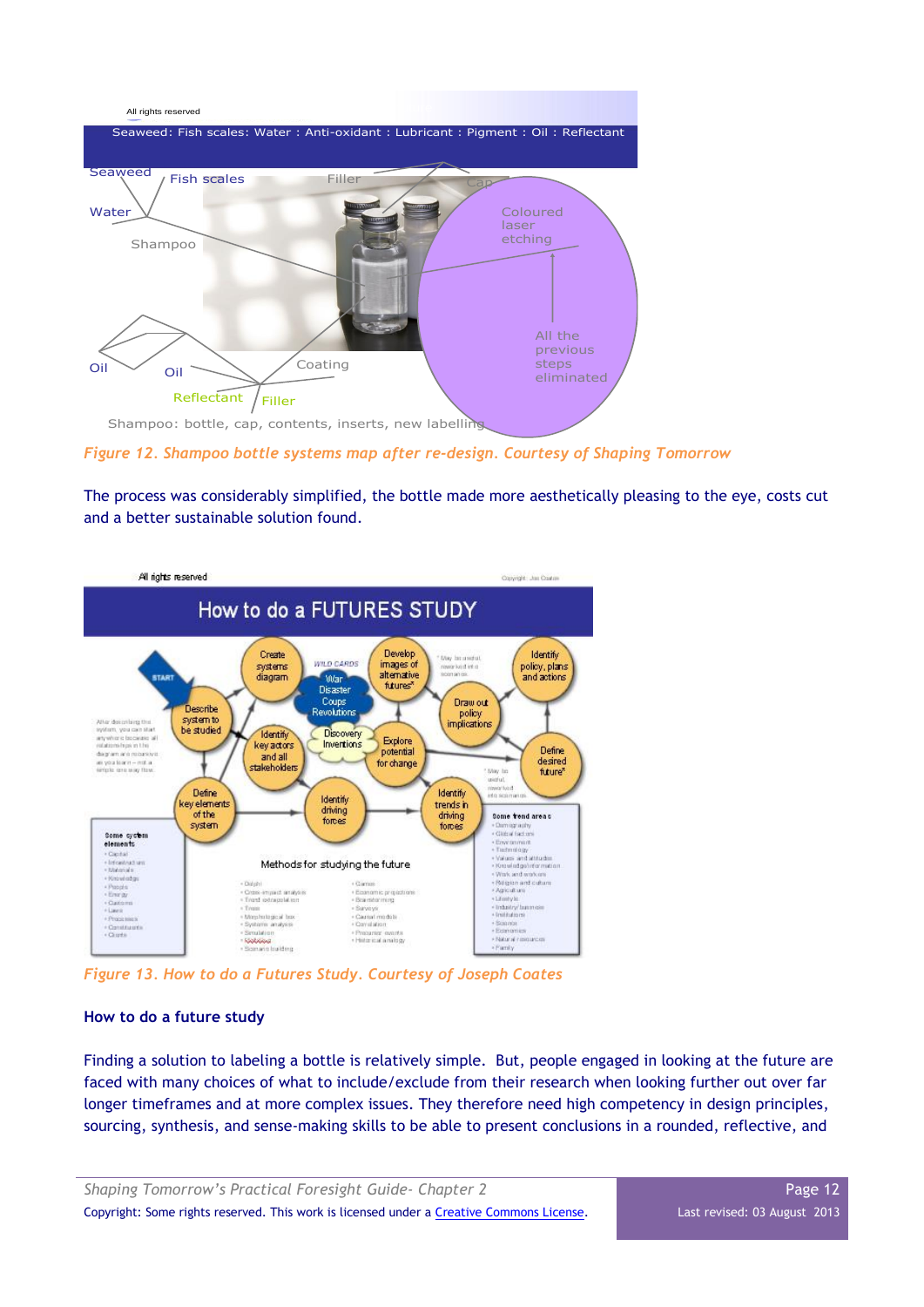*Figure 12. Shampoo bottle systems map after re-design. Courtesy of Shaping Tomorrow*

The process was considerably simplified, the bottle made more aesthetically pleasing to the eye, costs cut and a better sustainable solution found.

*Figure 13. How to do a Futures Study. Courtesy of Joseph Coates*

### How to do a future study

Finding a solution to labeling a bottle is relatively simple. But, people engaged in looking at the future are faced with many choices of what to include/exclude from their research when looking further out over far longer timeframes and at more complex issues. They therefore need high competency in design principles, sourcing, synthesis, and sense-making skills to be able to present conclusions in a rounded, reflective, and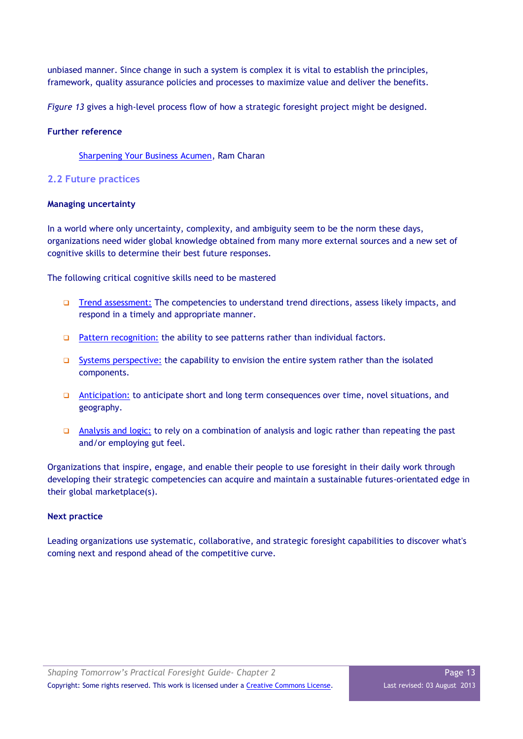unbiased manner. Since change in such a system is complex it is vital to establish the principles, framework, quality assurance policies and processes to maximize value and deliver the benefits.

*Figure 13* gives a high-level process flow of how a strategic foresight project might be designed.

**Further reference**

Sharpening Your Business Acumen, Ram Charan

## 2.2 Future practices

**Managing uncertainty**

In a world where only uncertainty, complexity, and ambiguity seem to be the norm these days, organizations need wider global knowledge obtained from many more external sources and a new set of cognitive skills to determine their best future responses.

The following critical cognitive skills need to be mastered

- Trend assessment: The competencies to understand trend directions, assess likely impacts, and respond in a timely and appropriate manner.
- Pattern recognition: the ability to see patterns rather than individual factors.
- Systems perspective: the capability to envision the entire system rather than the isolated components.
- Anticipation: to anticipate short and long term consequences over time, novel situations, and geography.
- Analysis and logic: to rely on a combination of analysis and logic rather than repeating the past and/or employing gut feel.

Organizations that inspire, engage, and enable their people to use foresight in their daily work through developing their strategic competencies can acquire and maintain a sustainable futures-orientated edge in their global marketplace(s).

**Next practice**

Leading organizations use systematic, collaborative, and strategic foresight capabilities to discover what's coming next and respond ahead of the competitive curve.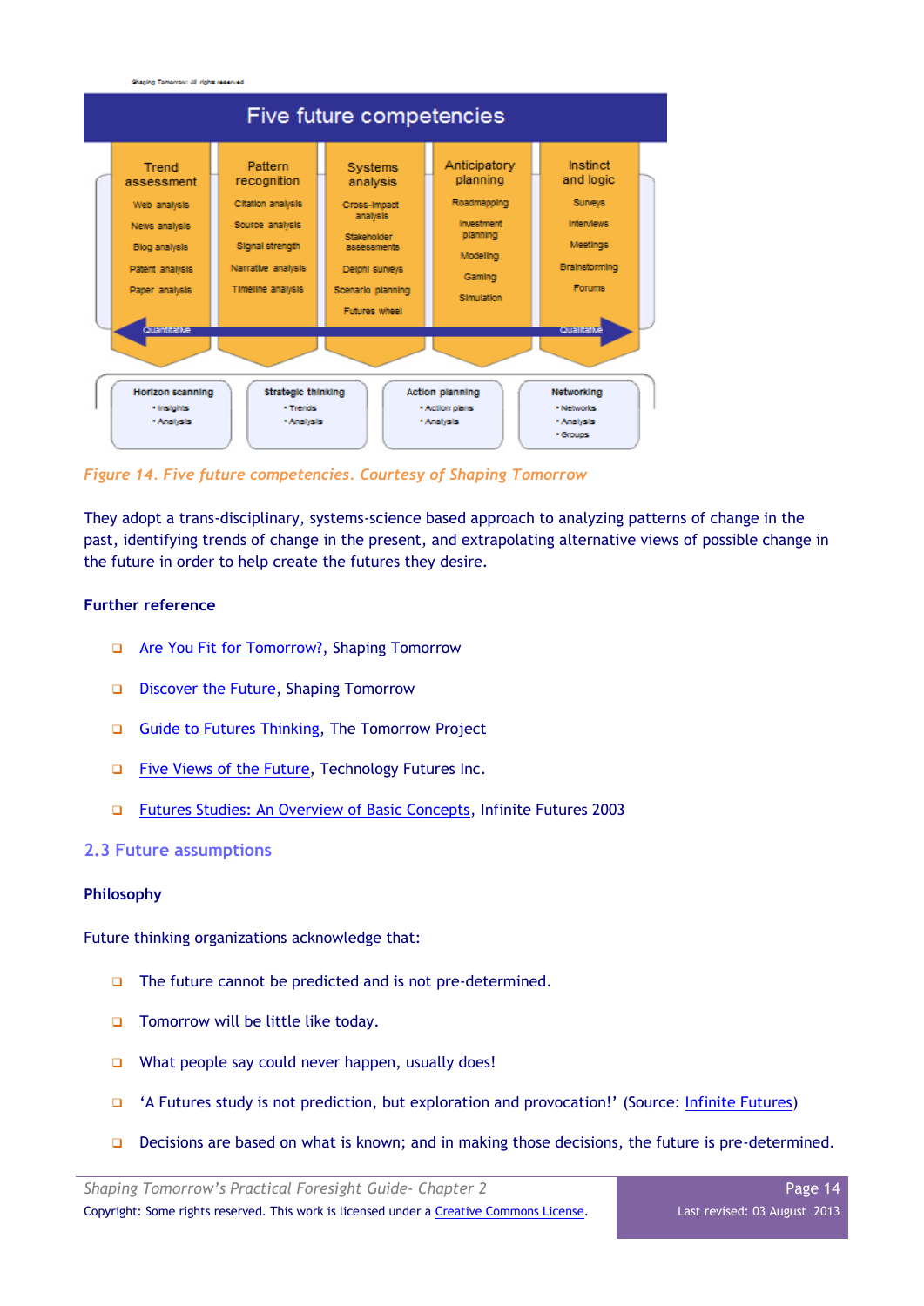Shaping Tomorrow: all rights reserved

**Five future competencies**

| Trend assessment | Pattern recognition | Systems analysis | Anticipatory planning | Instinct and logic |
|---|---|---|---|---|
| Web analysis | Citation analysis | Cross-impact analysis | Roadmapping | Surveys |
| News analysis | Source analysis | Stakeholder assessments | Investment planning | Interviews |
| Blog analysis | Signal strength | Delphi surveys | Modeling | Meetings |
| Patent analysis | Narrative analysis | Scenario planning | Gaming | Brainstorming |
| Paper analysis | Timeline analysis | Futures wheel | Simulation | Forums |

Quantitative ↔ Qualitative

| Horizon scanning | Strategic thinking | Action planning | Networking |
|---|---|---|---|
| • Insights<br>• Analysis | • Trends<br>• Analysis | • Action plans<br>• Analysis | • Networks<br>• Analysis<br>• Groups |

*Figure 14. Five future competencies. Courtesy of Shaping Tomorrow*

They adopt a trans-disciplinary, systems-science based approach to analyzing patterns of change in the past, identifying trends of change in the present, and extrapolating alternative views of possible change in the future in order to help create the futures they desire.

**Further reference**

- Are You Fit for Tomorrow?, Shaping Tomorrow
- Discover the Future, Shaping Tomorrow
- Guide to Futures Thinking, The Tomorrow Project
- Five Views of the Future, Technology Futures Inc.
- Futures Studies: An Overview of Basic Concepts, Infinite Futures 2003

## 2.3 Future assumptions

**Philosophy**

Future thinking organizations acknowledge that:

- The future cannot be predicted and is not pre-determined.
- Tomorrow will be little like today.
- What people say could never happen, usually does!
- 'A Futures study is not prediction, but exploration and provocation!' (Source: Infinite Futures)
- Decisions are based on what is known; and in making those decisions, the future is pre-determined.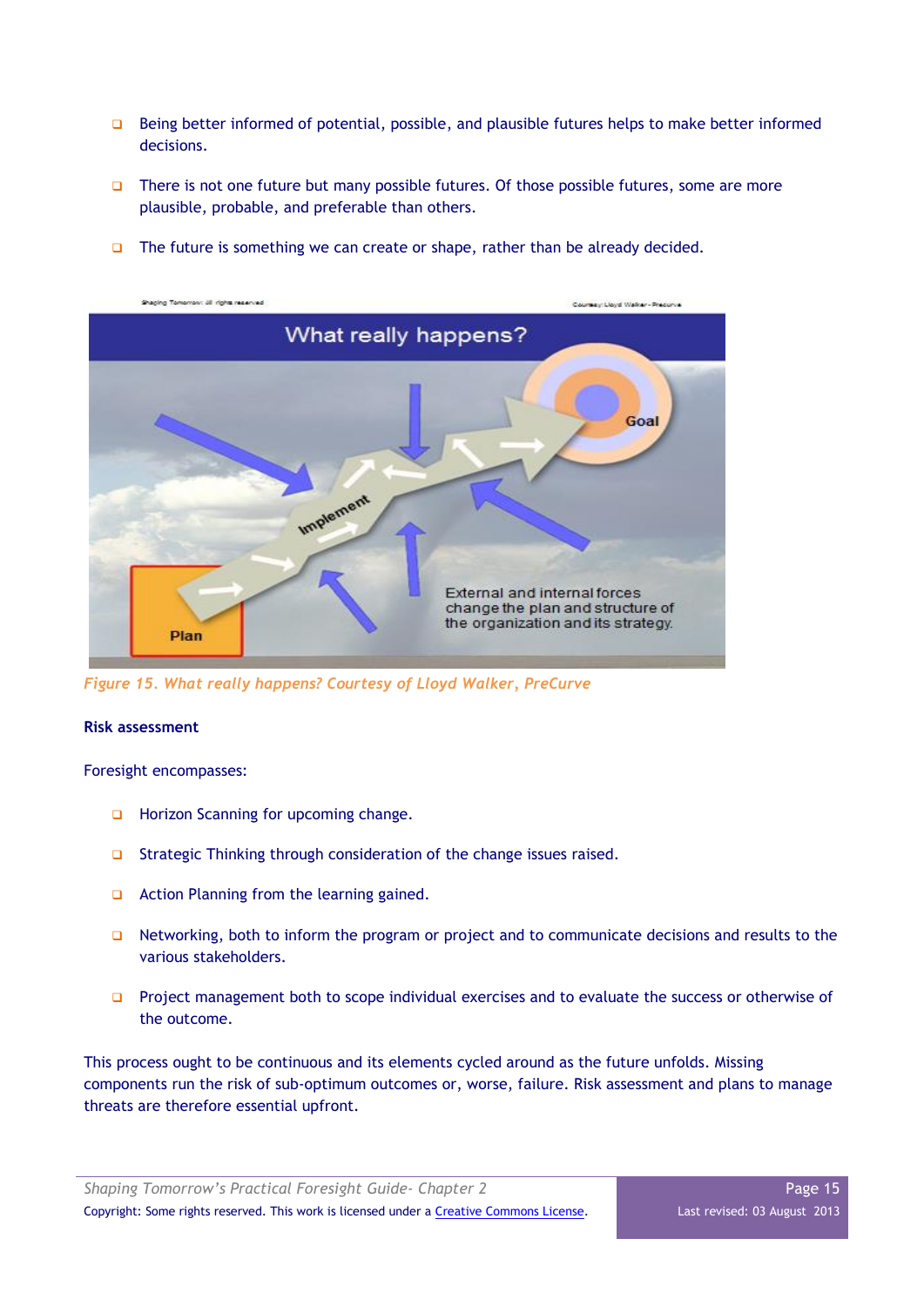- Being better informed of potential, possible, and plausible futures helps to make better informed decisions.
- There is not one future but many possible futures. Of those possible futures, some are more plausible, probable, and preferable than others.
- The future is something we can create or shape, rather than be already decided.

*Figure 15. What really happens? Courtesy of Lloyd Walker, PreCurve*

**Risk assessment**

Foresight encompasses:

- Horizon Scanning for upcoming change.
- Strategic Thinking through consideration of the change issues raised.
- Action Planning from the learning gained.
- Networking, both to inform the program or project and to communicate decisions and results to the various stakeholders.
- Project management both to scope individual exercises and to evaluate the success or otherwise of the outcome.

This process ought to be continuous and its elements cycled around as the future unfolds. Missing components run the risk of sub-optimum outcomes or, worse, failure. Risk assessment and plans to manage threats are therefore essential upfront.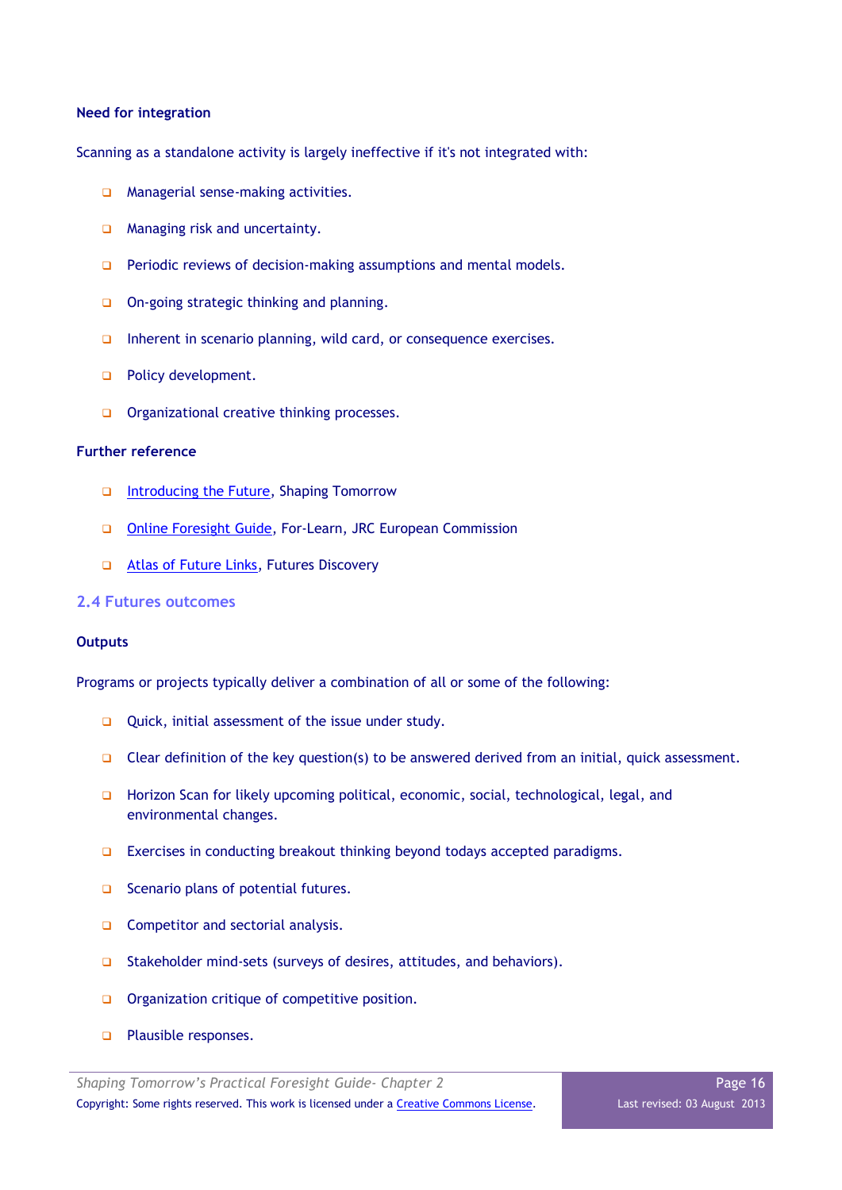**Need for integration**

Scanning as a standalone activity is largely ineffective if it's not integrated with:

- Managerial sense-making activities.
- Managing risk and uncertainty.
- Periodic reviews of decision-making assumptions and mental models.
- On-going strategic thinking and planning.
- Inherent in scenario planning, wild card, or consequence exercises.
- Policy development.
- Organizational creative thinking processes.

**Further reference**

- Introducing the Future, Shaping Tomorrow
- Online Foresight Guide, For-Learn, JRC European Commission
- Atlas of Future Links, Futures Discovery

## 2.4 Futures outcomes

**Outputs**

Programs or projects typically deliver a combination of all or some of the following:

- Quick, initial assessment of the issue under study.
- Clear definition of the key question(s) to be answered derived from an initial, quick assessment.
- Horizon Scan for likely upcoming political, economic, social, technological, legal, and environmental changes.
- Exercises in conducting breakout thinking beyond todays accepted paradigms.
- Scenario plans of potential futures.
- Competitor and sectorial analysis.
- Stakeholder mind-sets (surveys of desires, attitudes, and behaviors).
- Organization critique of competitive position.
- Plausible responses.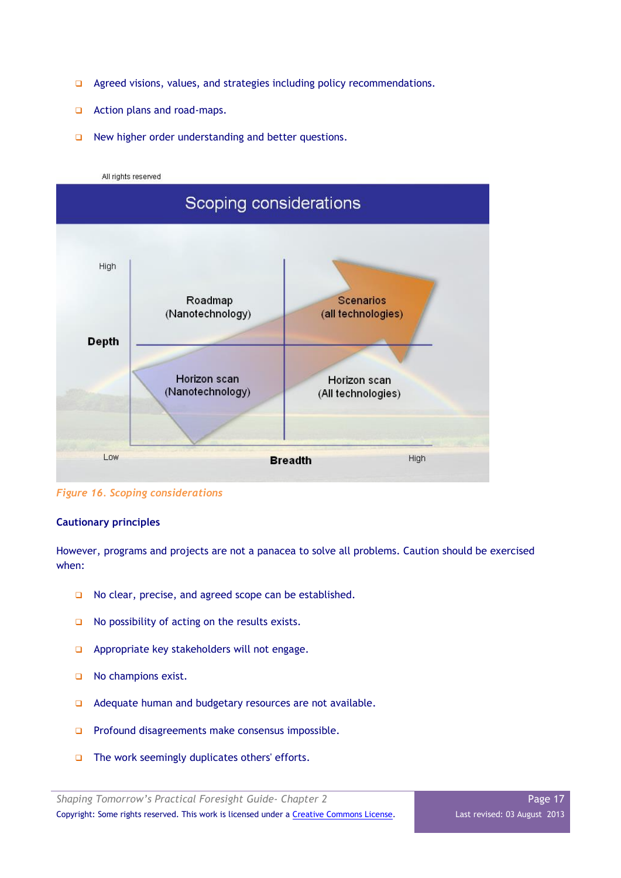- Agreed visions, values, and strategies including policy recommendations.
- Action plans and road-maps.
- New higher order understanding and better questions.

*Figure 16. Scoping considerations*

### Cautionary principles

However, programs and projects are not a panacea to solve all problems. Caution should be exercised when:

- No clear, precise, and agreed scope can be established.
- No possibility of acting on the results exists.
- Appropriate key stakeholders will not engage.
- No champions exist.
- Adequate human and budgetary resources are not available.
- Profound disagreements make consensus impossible.
- The work seemingly duplicates others' efforts.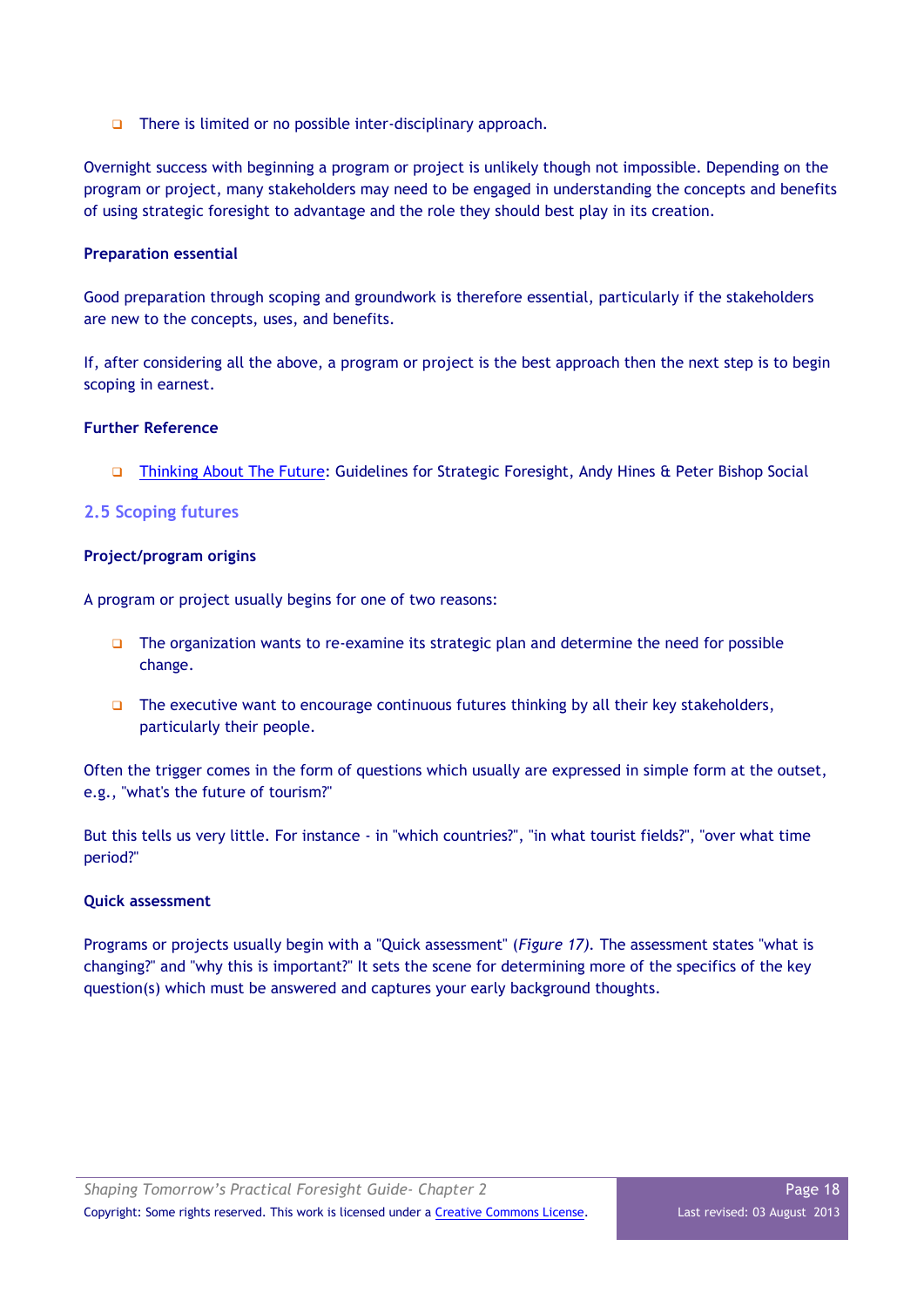- There is limited or no possible inter-disciplinary approach.

Overnight success with beginning a program or project is unlikely though not impossible. Depending on the program or project, many stakeholders may need to be engaged in understanding the concepts and benefits of using strategic foresight to advantage and the role they should best play in its creation.

**Preparation essential**

Good preparation through scoping and groundwork is therefore essential, particularly if the stakeholders are new to the concepts, uses, and benefits.

If, after considering all the above, a program or project is the best approach then the next step is to begin scoping in earnest.

**Further Reference**

- Thinking About The Future: Guidelines for Strategic Foresight, Andy Hines & Peter Bishop Social

## 2.5 Scoping futures

**Project/program origins**

A program or project usually begins for one of two reasons:

- The organization wants to re-examine its strategic plan and determine the need for possible change.
- The executive want to encourage continuous futures thinking by all their key stakeholders, particularly their people.

Often the trigger comes in the form of questions which usually are expressed in simple form at the outset, e.g., "what's the future of tourism?"

But this tells us very little. For instance - in "which countries?", "in what tourist fields?", "over what time period?"

**Quick assessment**

Programs or projects usually begin with a "Quick assessment" (*Figure 17*). The assessment states "what is changing?" and "why this is important?" It sets the scene for determining more of the specifics of the key question(s) which must be answered and captures your early background thoughts.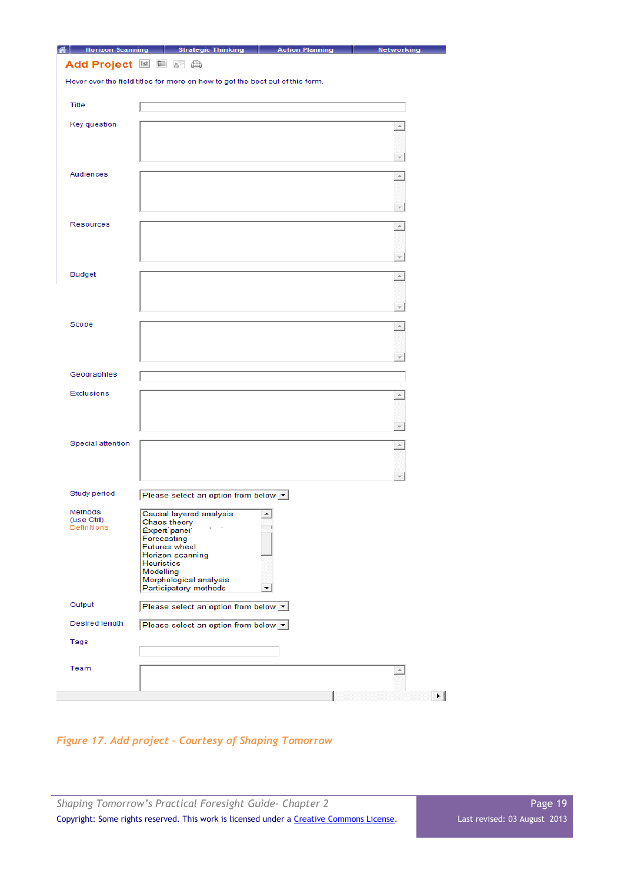Horizon Scanning | Strategic Thinking | Action Planning | Networking

**Add Project**

Hover over the field titles for more on how to get the best out of this form.

Title

Key question

Audiences

Resources

Budget

Scope

Geographies

Exclusions

Special attention

Study period — Please select an option from below

Methods (use Ctrl) Definitions

- Causal layered analysis
- Chaos theory
- Expert panel
- Forecasting
- Futures wheel
- Horizon scanning
- Heuristics
- Modelling
- Morphological analysis
- Participatory methods

Output — Please select an option from below

Desired length — Please select an option from below

Tags

Team

*Figure 17. Add project - Courtesy of Shaping Tomorrow*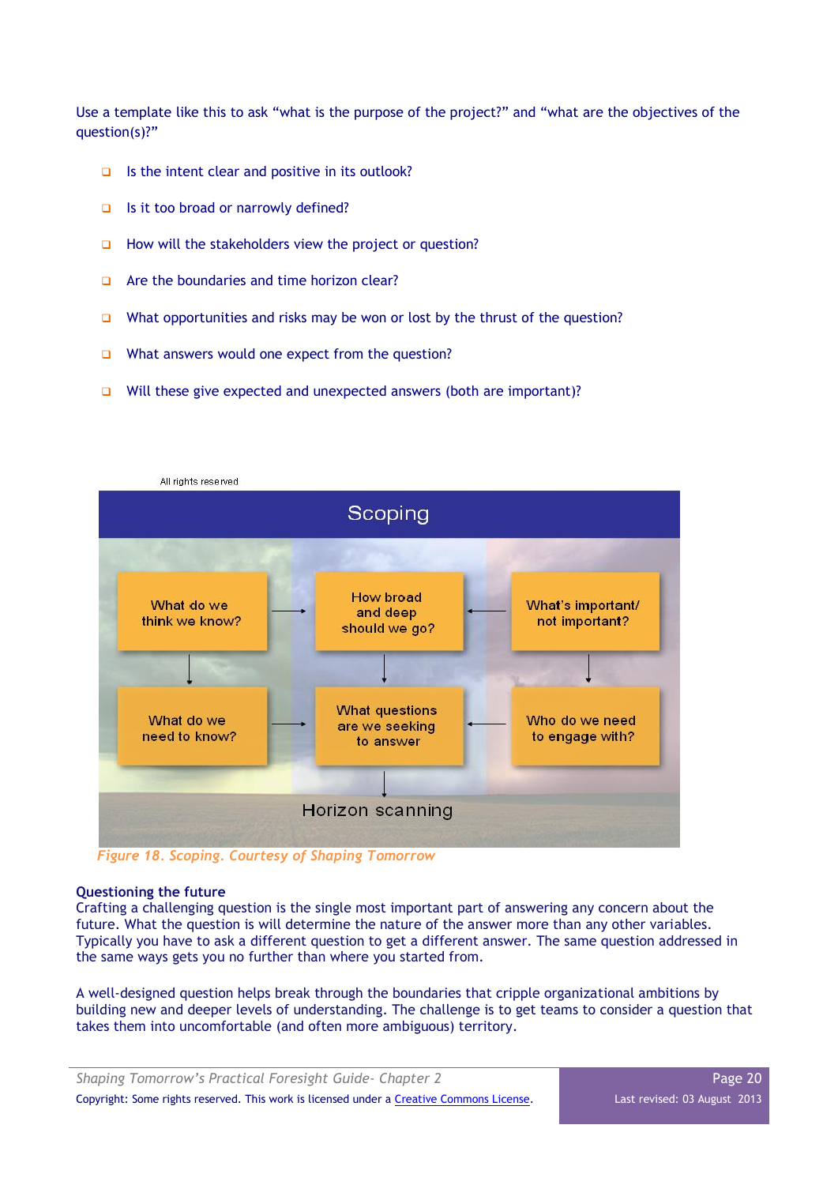Use a template like this to ask "what is the purpose of the project?" and "what are the objectives of the question(s)?"

- Is the intent clear and positive in its outlook?
- Is it too broad or narrowly defined?
- How will the stakeholders view the project or question?
- Are the boundaries and time horizon clear?
- What opportunities and risks may be won or lost by the thrust of the question?
- What answers would one expect from the question?
- Will these give expected and unexpected answers (both are important)?

All rights reserved

Scoping

What do we think we know? → How broad and deep should we go? ← What's important/ not important?

What do we need to know? → What questions are we seeking to answer ← Who do we need to engage with?

Horizon scanning

*Figure 18. Scoping. Courtesy of Shaping Tomorrow*

**Questioning the future**

Crafting a challenging question is the single most important part of answering any concern about the future. What the question is will determine the nature of the answer more than any other variables. Typically you have to ask a different question to get a different answer. The same question addressed in the same ways gets you no further than where you started from.

A well-designed question helps break through the boundaries that cripple organizational ambitions by building new and deeper levels of understanding. The challenge is to get teams to consider a question that takes them into uncomfortable (and often more ambiguous) territory.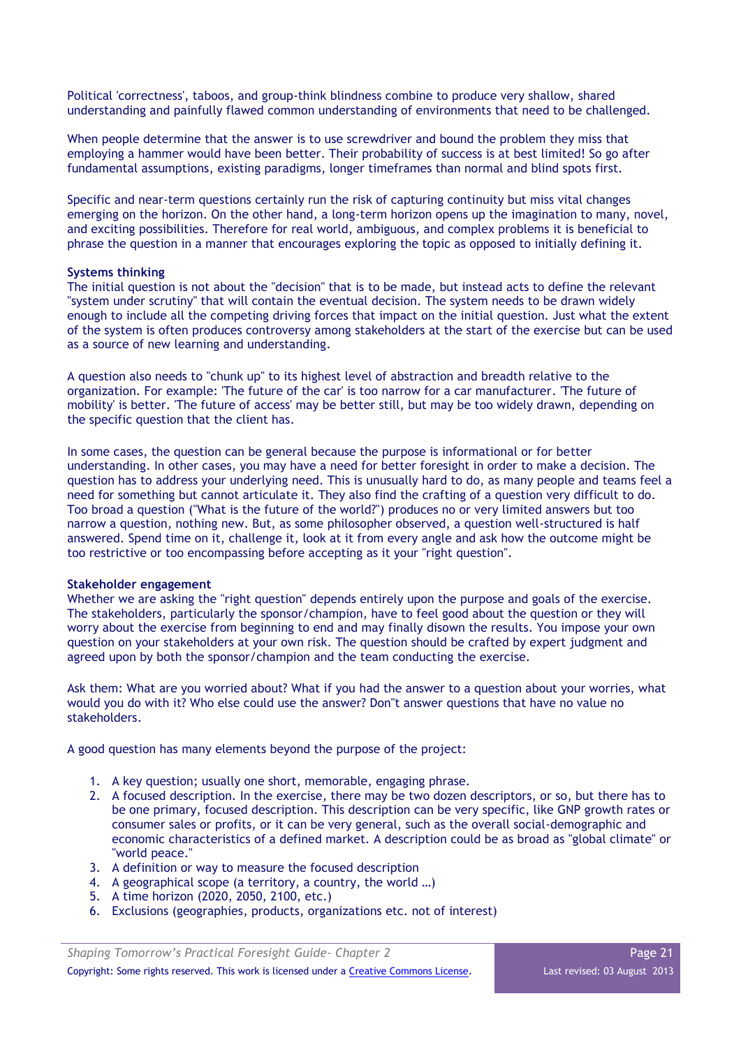Political 'correctness', taboos, and group-think blindness combine to produce very shallow, shared understanding and painfully flawed common understanding of environments that need to be challenged.

When people determine that the answer is to use screwdriver and bound the problem they miss that employing a hammer would have been better. Their probability of success is at best limited! So go after fundamental assumptions, existing paradigms, longer timeframes than normal and blind spots first.

Specific and near-term questions certainly run the risk of capturing continuity but miss vital changes emerging on the horizon. On the other hand, a long-term horizon opens up the imagination to many, novel, and exciting possibilities. Therefore for real world, ambiguous, and complex problems it is beneficial to phrase the question in a manner that encourages exploring the topic as opposed to initially defining it.

**Systems thinking**

The initial question is not about the "decision" that is to be made, but instead acts to define the relevant "system under scrutiny" that will contain the eventual decision. The system needs to be drawn widely enough to include all the competing driving forces that impact on the initial question. Just what the extent of the system is often produces controversy among stakeholders at the start of the exercise but can be used as a source of new learning and understanding.

A question also needs to "chunk up" to its highest level of abstraction and breadth relative to the organization. For example: 'The future of the car' is too narrow for a car manufacturer. 'The future of mobility' is better. 'The future of access' may be better still, but may be too widely drawn, depending on the specific question that the client has.

In some cases, the question can be general because the purpose is informational or for better understanding. In other cases, you may have a need for better foresight in order to make a decision. The question has to address your underlying need. This is unusually hard to do, as many people and teams feel a need for something but cannot articulate it. They also find the crafting of a question very difficult to do. Too broad a question ("What is the future of the world?") produces no or very limited answers but too narrow a question, nothing new. But, as some philosopher observed, a question well-structured is half answered. Spend time on it, challenge it, look at it from every angle and ask how the outcome might be too restrictive or too encompassing before accepting as it your "right question".

**Stakeholder engagement**

Whether we are asking the "right question" depends entirely upon the purpose and goals of the exercise. The stakeholders, particularly the sponsor/champion, have to feel good about the question or they will worry about the exercise from beginning to end and may finally disown the results. You impose your own question on your stakeholders at your own risk. The question should be crafted by expert judgment and agreed upon by both the sponsor/champion and the team conducting the exercise.

Ask them: What are you worried about? What if you had the answer to a question about your worries, what would you do with it? Who else could use the answer? Don"t answer questions that have no value no stakeholders.

A good question has many elements beyond the purpose of the project:

1. A key question; usually one short, memorable, engaging phrase.
2. A focused description. In the exercise, there may be two dozen descriptors, or so, but there has to be one primary, focused description. This description can be very specific, like GNP growth rates or consumer sales or profits, or it can be very general, such as the overall social-demographic and economic characteristics of a defined market. A description could be as broad as "global climate" or "world peace."
3. A definition or way to measure the focused description
4. A geographical scope (a territory, a country, the world …)
5. A time horizon (2020, 2050, 2100, etc.)
6. Exclusions (geographies, products, organizations etc. not of interest)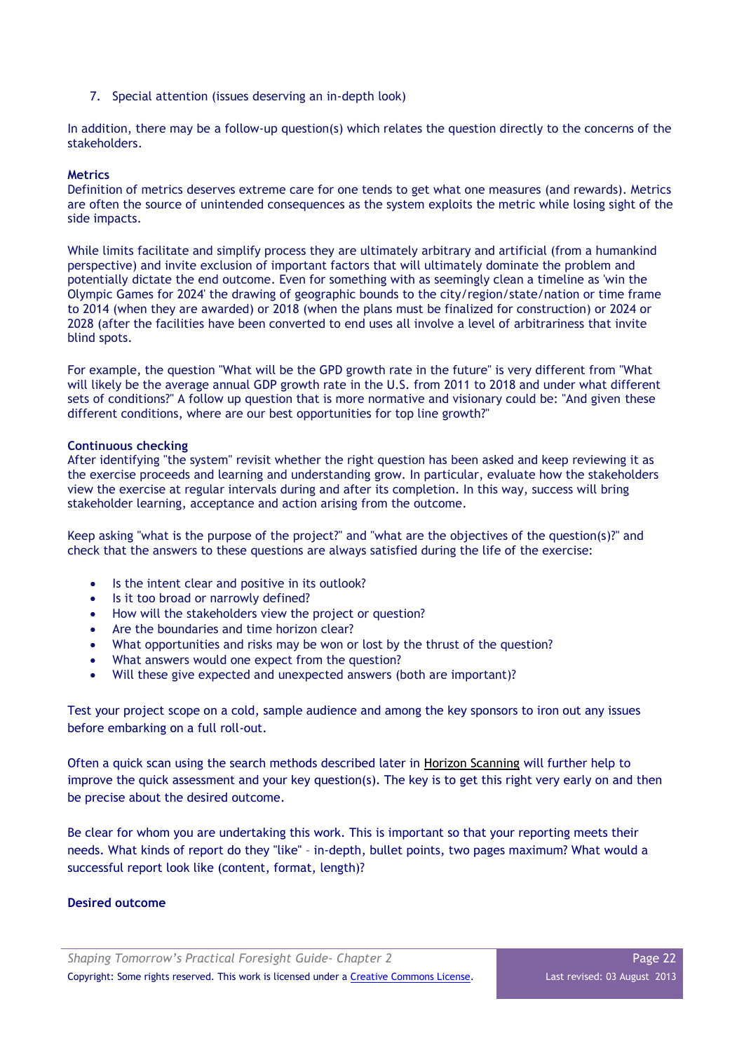7. Special attention (issues deserving an in-depth look)

In addition, there may be a follow-up question(s) which relates the question directly to the concerns of the stakeholders.

**Metrics**

Definition of metrics deserves extreme care for one tends to get what one measures (and rewards). Metrics are often the source of unintended consequences as the system exploits the metric while losing sight of the side impacts.

While limits facilitate and simplify process they are ultimately arbitrary and artificial (from a humankind perspective) and invite exclusion of important factors that will ultimately dominate the problem and potentially dictate the end outcome. Even for something with as seemingly clean a timeline as 'win the Olympic Games for 2024' the drawing of geographic bounds to the city/region/state/nation or time frame to 2014 (when they are awarded) or 2018 (when the plans must be finalized for construction) or 2024 or 2028 (after the facilities have been converted to end uses all involve a level of arbitrariness that invite blind spots.

For example, the question "What will be the GPD growth rate in the future" is very different from "What will likely be the average annual GDP growth rate in the U.S. from 2011 to 2018 and under what different sets of conditions?" A follow up question that is more normative and visionary could be: "And given these different conditions, where are our best opportunities for top line growth?"

**Continuous checking**

After identifying "the system" revisit whether the right question has been asked and keep reviewing it as the exercise proceeds and learning and understanding grow. In particular, evaluate how the stakeholders view the exercise at regular intervals during and after its completion. In this way, success will bring stakeholder learning, acceptance and action arising from the outcome.

Keep asking "what is the purpose of the project?" and "what are the objectives of the question(s)?" and check that the answers to these questions are always satisfied during the life of the exercise:

- Is the intent clear and positive in its outlook?
- Is it too broad or narrowly defined?
- How will the stakeholders view the project or question?
- Are the boundaries and time horizon clear?
- What opportunities and risks may be won or lost by the thrust of the question?
- What answers would one expect from the question?
- Will these give expected and unexpected answers (both are important)?

Test your project scope on a cold, sample audience and among the key sponsors to iron out any issues before embarking on a full roll-out.

Often a quick scan using the search methods described later in Horizon Scanning will further help to improve the quick assessment and your key question(s). The key is to get this right very early on and then be precise about the desired outcome.

Be clear for whom you are undertaking this work. This is important so that your reporting meets their needs. What kinds of report do they "like" – in-depth, bullet points, two pages maximum? What would a successful report look like (content, format, length)?

**Desired outcome**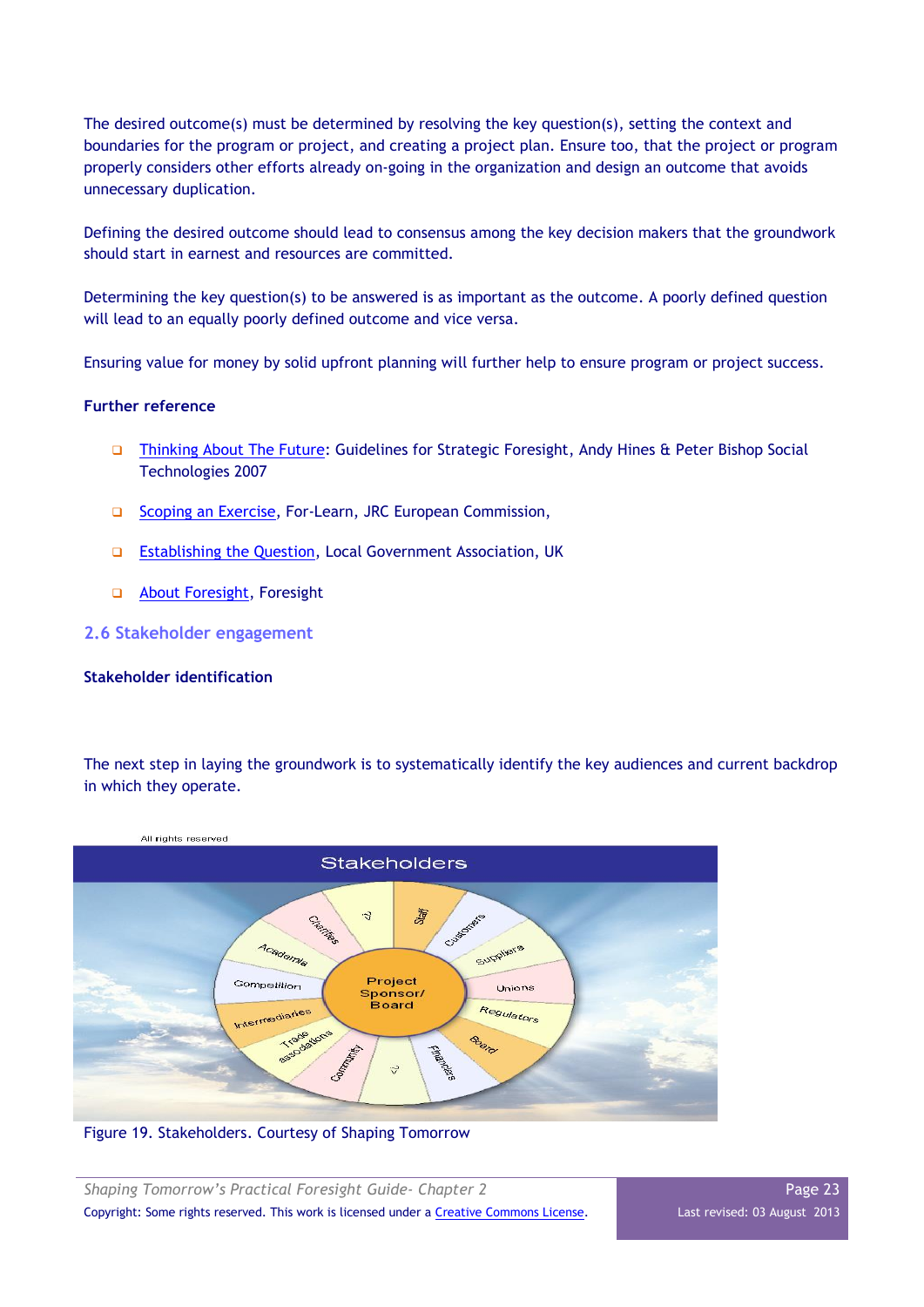The desired outcome(s) must be determined by resolving the key question(s), setting the context and boundaries for the program or project, and creating a project plan. Ensure too, that the project or program properly considers other efforts already on-going in the organization and design an outcome that avoids unnecessary duplication.

Defining the desired outcome should lead to consensus among the key decision makers that the groundwork should start in earnest and resources are committed.

Determining the key question(s) to be answered is as important as the outcome. A poorly defined question will lead to an equally poorly defined outcome and vice versa.

Ensuring value for money by solid upfront planning will further help to ensure program or project success.

**Further reference**

- Thinking About The Future: Guidelines for Strategic Foresight, Andy Hines & Peter Bishop Social Technologies 2007
- Scoping an Exercise, For-Learn, JRC European Commission,
- Establishing the Question, Local Government Association, UK
- About Foresight, Foresight

## 2.6 Stakeholder engagement

**Stakeholder identification**

The next step in laying the groundwork is to systematically identify the key audiences and current backdrop in which they operate.

Figure 19. Stakeholders. Courtesy of Shaping Tomorrow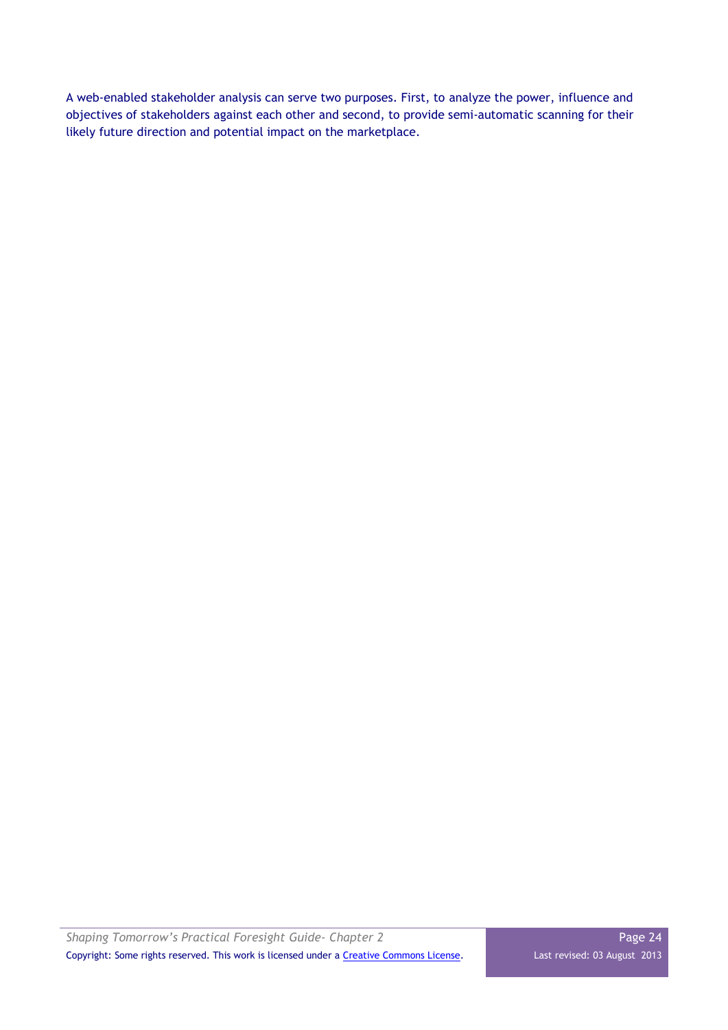A web-enabled stakeholder analysis can serve two purposes. First, to analyze the power, influence and objectives of stakeholders against each other and second, to provide semi-automatic scanning for their likely future direction and potential impact on the marketplace.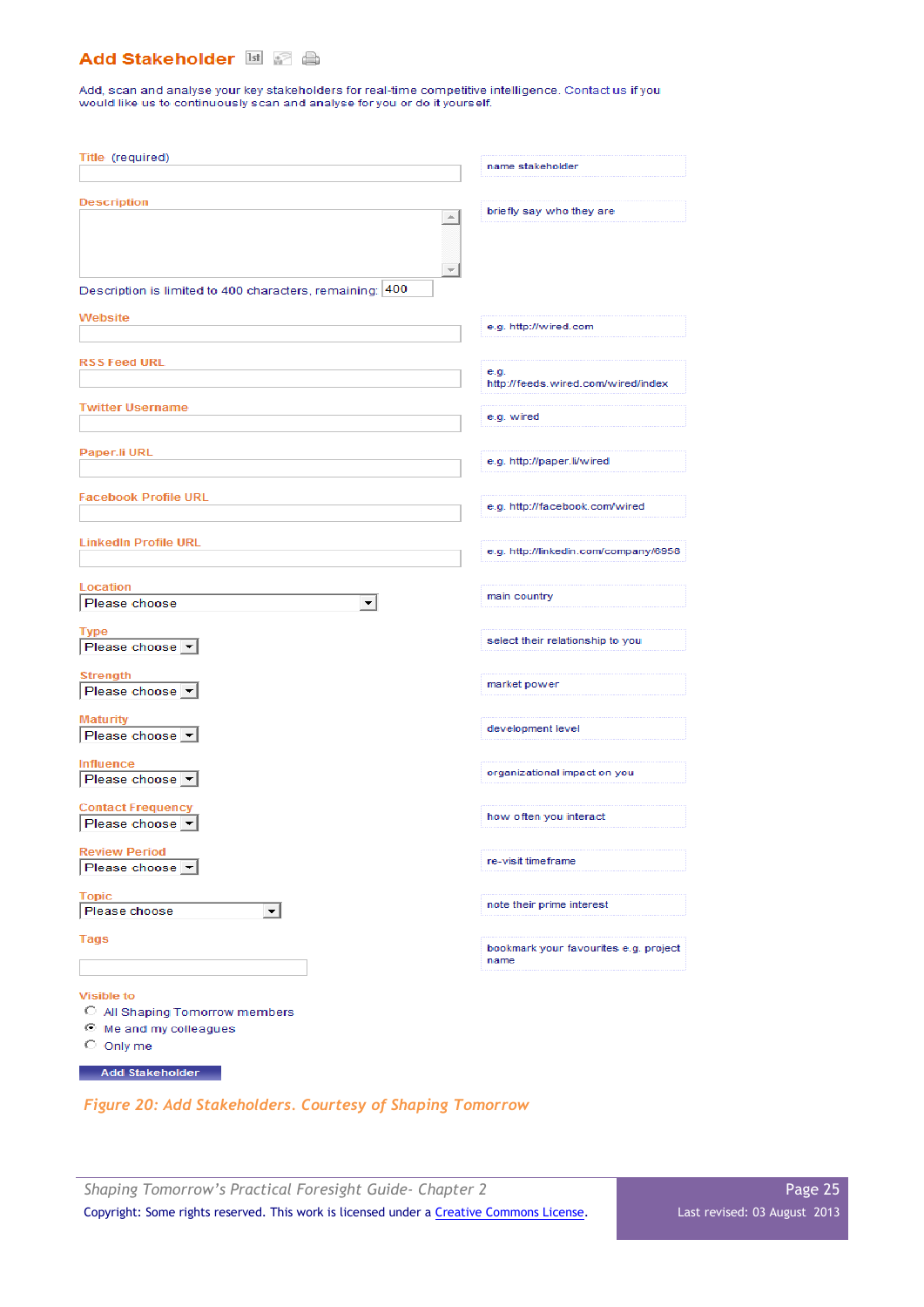## Add Stakeholder

Add, scan and analyse your key stakeholders for real-time competitive intelligence. Contact us if you would like us to continuously scan and analyse for you or do it yourself.

| Field | Hint |
|---|---|
| Title (required) | name stakeholder |
| Description | briefly say who they are |
| Description is limited to 400 characters, remaining: 400 | |
| Website | e.g. http://wired.com |
| RSS Feed URL | e.g. http://feeds.wired.com/wired/index |
| Twitter Username | e.g. wired |
| Paper.li URL | e.g. http://paper.li/wired |
| Facebook Profile URL | e.g. http://facebook.com/wired |
| LinkedIn Profile URL | e.g. http://linkedin.com/company/6958 |
| Location: Please choose | main country |
| Type: Please choose | select their relationship to you |
| Strength: Please choose | market power |
| Maturity: Please choose | development level |
| Influence: Please choose | organizational impact on you |
| Contact Frequency: Please choose | how often you interact |
| Review Period: Please choose | re-visit timeframe |
| Topic: Please choose | note their prime interest |
| Tags | bookmark your favourites e.g. project name |

Visible to

- All Shaping Tomorrow members
- Me and my colleagues
- Only me

Add Stakeholder

*Figure 20: Add Stakeholders. Courtesy of Shaping Tomorrow*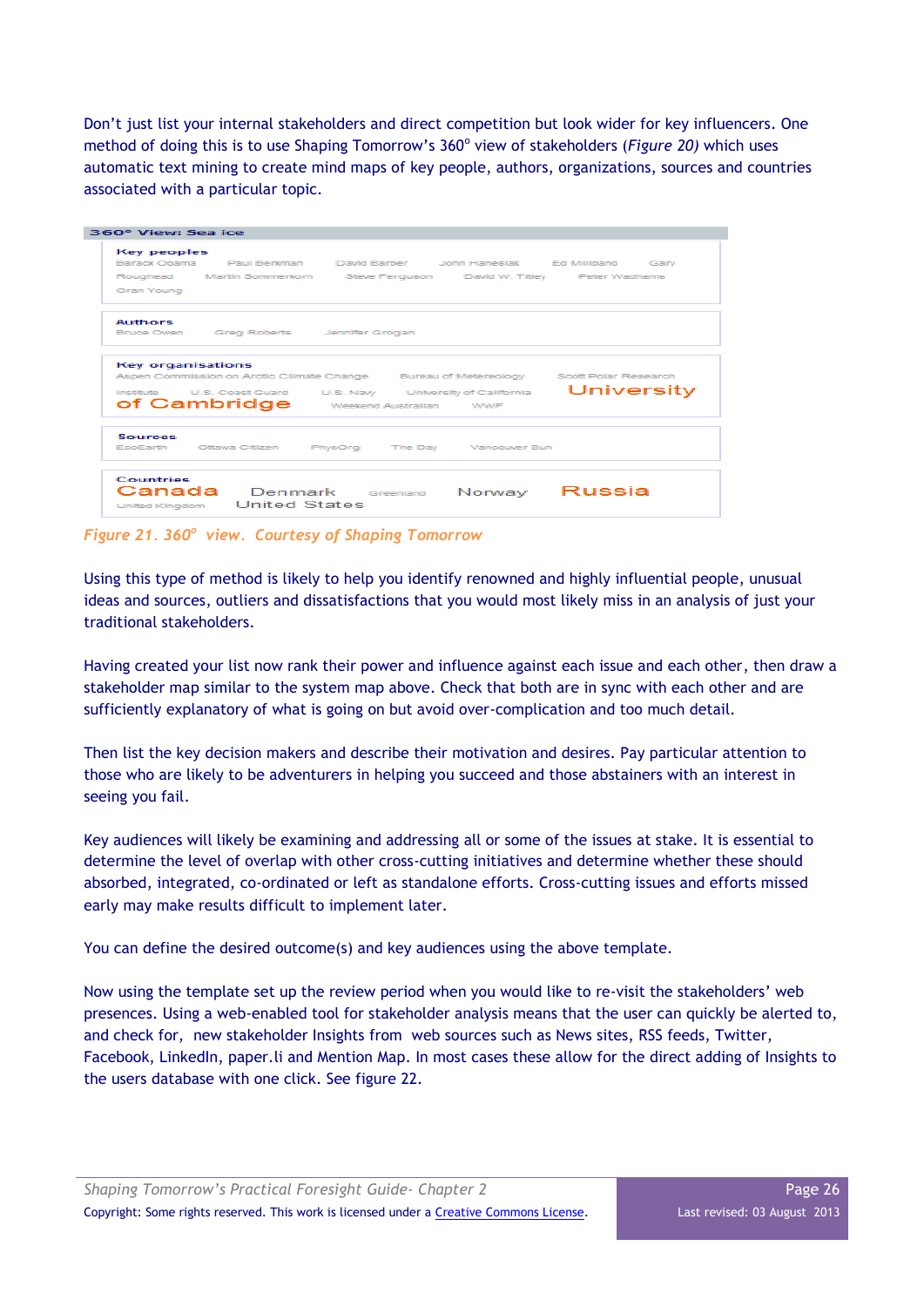Don't just list your internal stakeholders and direct competition but look wider for key influencers. One method of doing this is to use Shaping Tomorrow's 360° view of stakeholders (*Figure 20)* which uses automatic text mining to create mind maps of key people, authors, organizations, sources and countries associated with a particular topic.

**360° View: Sea Ice**

**Key peoples**
Barack Obama · Paul Berkman · David Barber · John Haneslak · Ed Miliband · Gary Roughead · Martin Sommerkorn · Steve Ferguson · David W. Titley · Peter Wadhams · Oran Young

**Authors**
Bruce Owen · Greg Roberts · Jennifer Grogan

**Key organisations**
Aspen Commission on Arctic Climate Change · Bureau of Metereology · Scott Polar Research Institute · U.S. Coast Guard · U.S. Navy · University of California · University of Cambridge · Weekend Australian · WWF

**Sources**
EcoEarth · Ottawa Citizen · PhysOrg · The Day · Vancouver Sun

**Countries**
Canada · Denmark · Greenland · Norway · Russia · United Kingdom · United States

*Figure 21. 360° view. Courtesy of Shaping Tomorrow*

Using this type of method is likely to help you identify renowned and highly influential people, unusual ideas and sources, outliers and dissatisfactions that you would most likely miss in an analysis of just your traditional stakeholders.

Having created your list now rank their power and influence against each issue and each other, then draw a stakeholder map similar to the system map above. Check that both are in sync with each other and are sufficiently explanatory of what is going on but avoid over-complication and too much detail.

Then list the key decision makers and describe their motivation and desires. Pay particular attention to those who are likely to be adventurers in helping you succeed and those abstainers with an interest in seeing you fail.

Key audiences will likely be examining and addressing all or some of the issues at stake. It is essential to determine the level of overlap with other cross-cutting initiatives and determine whether these should absorbed, integrated, co-ordinated or left as standalone efforts. Cross-cutting issues and efforts missed early may make results difficult to implement later.

You can define the desired outcome(s) and key audiences using the above template.

Now using the template set up the review period when you would like to re-visit the stakeholders' web presences. Using a web-enabled tool for stakeholder analysis means that the user can quickly be alerted to, and check for, new stakeholder Insights from web sources such as News sites, RSS feeds, Twitter, Facebook, LinkedIn, paper.li and Mention Map. In most cases these allow for the direct adding of Insights to the users database with one click. See figure 22.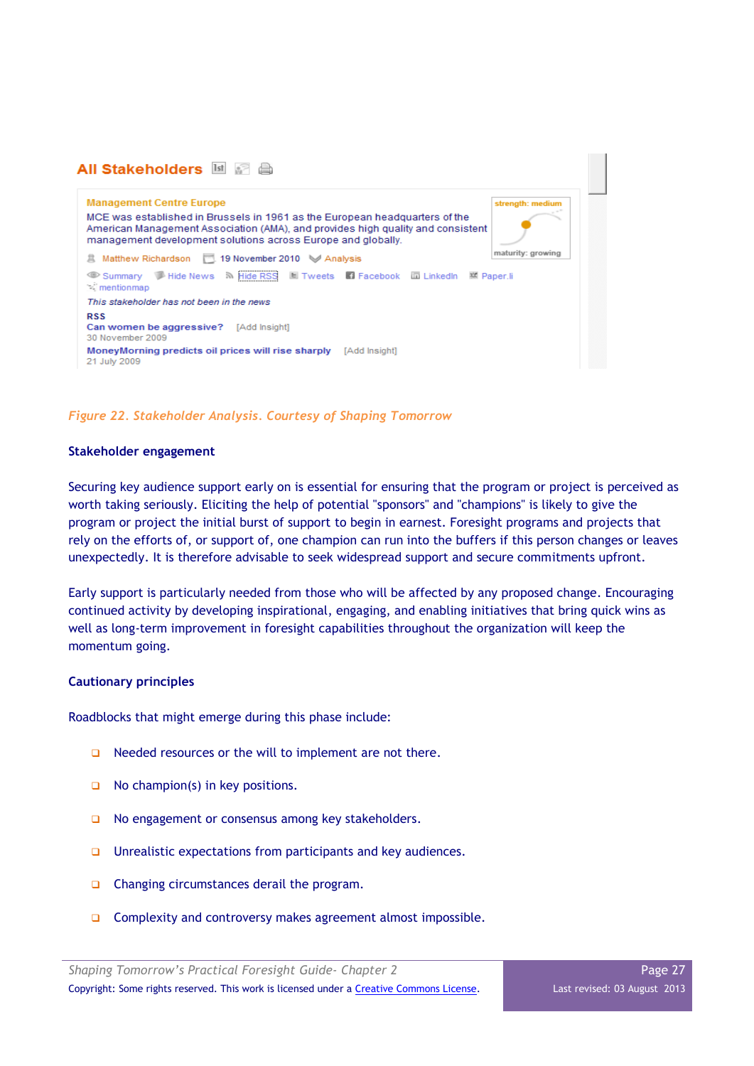**All Stakeholders**

**Management Centre Europe**

MCE was established in Brussels in 1961 as the European headquarters of the American Management Association (AMA), and provides high quality and consistent management development solutions across Europe and globally.

strength: medium

maturity: growing

Matthew Richardson | 19 November 2010 | Analysis

Summary | Hide News | Hide RSS | Tweets | Facebook | LinkedIn | Paper.li | mentionmap

*This stakeholder has not been in the news*

**RSS**

**Can women be aggressive?** [Add Insight]
30 November 2009

**MoneyMorning predicts oil prices will rise sharply** [Add Insight]
21 July 2009

*Figure 22. Stakeholder Analysis. Courtesy of Shaping Tomorrow*

**Stakeholder engagement**

Securing key audience support early on is essential for ensuring that the program or project is perceived as worth taking seriously. Eliciting the help of potential "sponsors" and "champions" is likely to give the program or project the initial burst of support to begin in earnest. Foresight programs and projects that rely on the efforts of, or support of, one champion can run into the buffers if this person changes or leaves unexpectedly. It is therefore advisable to seek widespread support and secure commitments upfront.

Early support is particularly needed from those who will be affected by any proposed change. Encouraging continued activity by developing inspirational, engaging, and enabling initiatives that bring quick wins as well as long-term improvement in foresight capabilities throughout the organization will keep the momentum going.

**Cautionary principles**

Roadblocks that might emerge during this phase include:

- Needed resources or the will to implement are not there.
- No champion(s) in key positions.
- No engagement or consensus among key stakeholders.
- Unrealistic expectations from participants and key audiences.
- Changing circumstances derail the program.
- Complexity and controversy makes agreement almost impossible.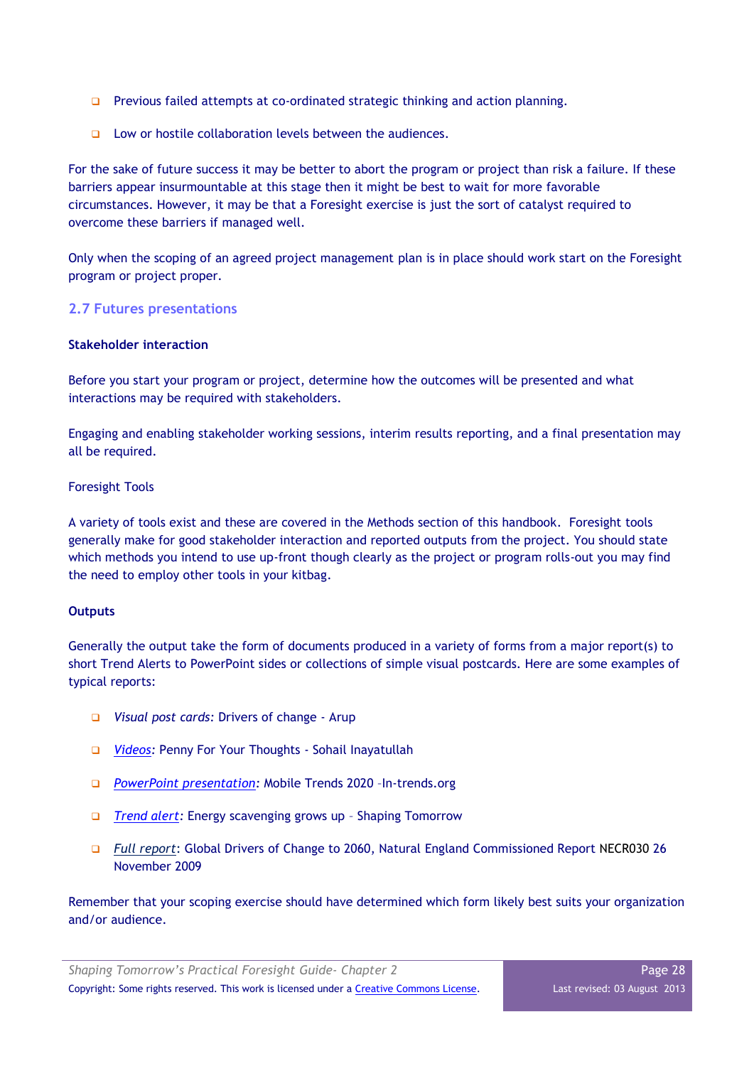- Previous failed attempts at co-ordinated strategic thinking and action planning.
- Low or hostile collaboration levels between the audiences.

For the sake of future success it may be better to abort the program or project than risk a failure. If these barriers appear insurmountable at this stage then it might be best to wait for more favorable circumstances. However, it may be that a Foresight exercise is just the sort of catalyst required to overcome these barriers if managed well.

Only when the scoping of an agreed project management plan is in place should work start on the Foresight program or project proper.

## 2.7 Futures presentations

**Stakeholder interaction**

Before you start your program or project, determine how the outcomes will be presented and what interactions may be required with stakeholders.

Engaging and enabling stakeholder working sessions, interim results reporting, and a final presentation may all be required.

Foresight Tools

A variety of tools exist and these are covered in the Methods section of this handbook. Foresight tools generally make for good stakeholder interaction and reported outputs from the project. You should state which methods you intend to use up-front though clearly as the project or program rolls-out you may find the need to employ other tools in your kitbag.

**Outputs**

Generally the output take the form of documents produced in a variety of forms from a major report(s) to short Trend Alerts to PowerPoint sides or collections of simple visual postcards. Here are some examples of typical reports:

- *Visual post cards:* Drivers of change - Arup
- *Videos*: Penny For Your Thoughts - Sohail Inayatullah
- *PowerPoint presentation*: Mobile Trends 2020 –In-trends.org
- *Trend alert*: Energy scavenging grows up – Shaping Tomorrow
- *Full report*: Global Drivers of Change to 2060, Natural England Commissioned Report NECR030 26 November 2009

Remember that your scoping exercise should have determined which form likely best suits your organization and/or audience.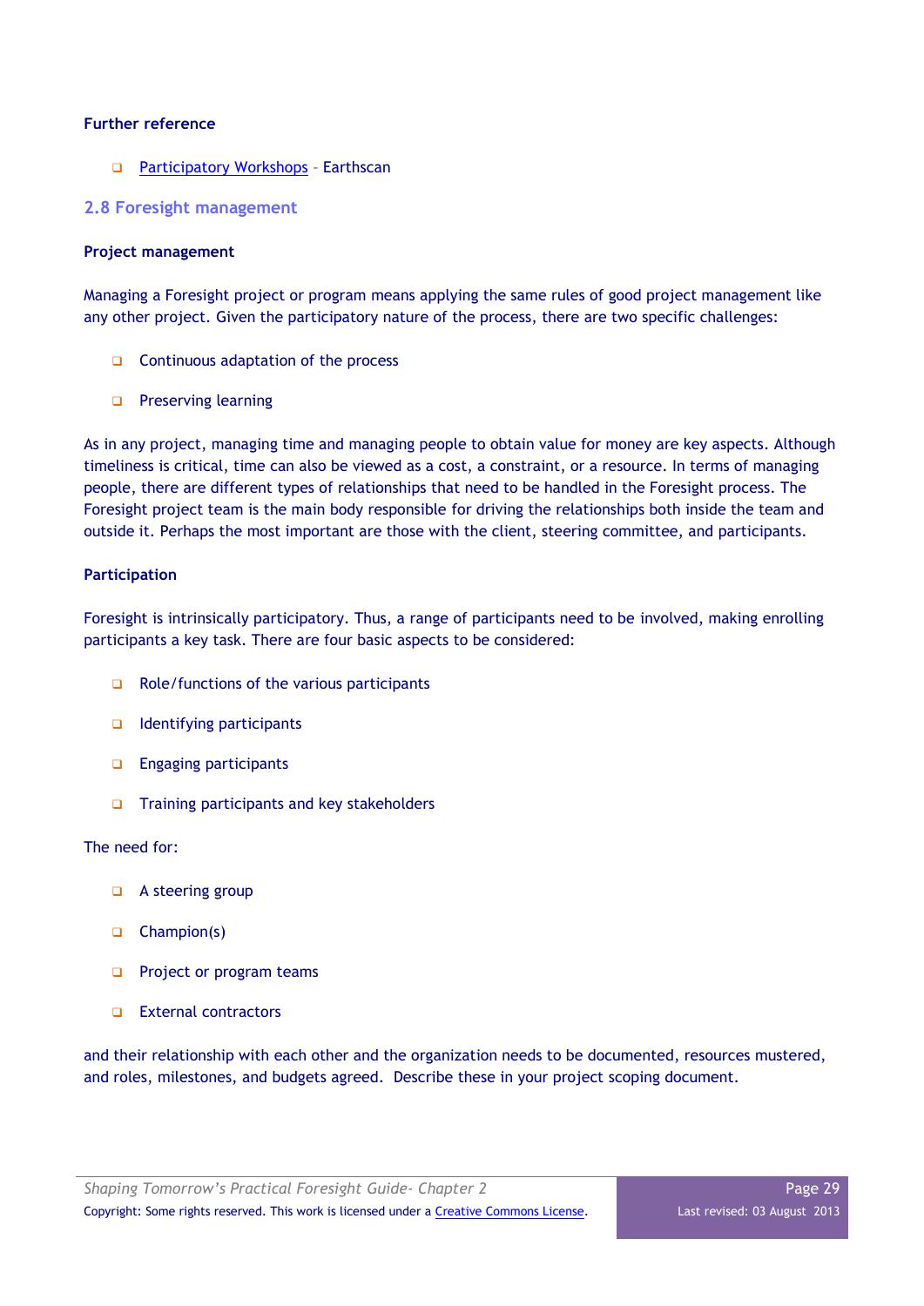**Further reference**

- Participatory Workshops – Earthscan

## 2.8 Foresight management

**Project management**

Managing a Foresight project or program means applying the same rules of good project management like any other project. Given the participatory nature of the process, there are two specific challenges:

- Continuous adaptation of the process
- Preserving learning

As in any project, managing time and managing people to obtain value for money are key aspects. Although timeliness is critical, time can also be viewed as a cost, a constraint, or a resource. In terms of managing people, there are different types of relationships that need to be handled in the Foresight process. The Foresight project team is the main body responsible for driving the relationships both inside the team and outside it. Perhaps the most important are those with the client, steering committee, and participants.

**Participation**

Foresight is intrinsically participatory. Thus, a range of participants need to be involved, making enrolling participants a key task. There are four basic aspects to be considered:

- Role/functions of the various participants
- Identifying participants
- Engaging participants
- Training participants and key stakeholders

The need for:

- A steering group
- Champion(s)
- Project or program teams
- External contractors

and their relationship with each other and the organization needs to be documented, resources mustered, and roles, milestones, and budgets agreed. Describe these in your project scoping document.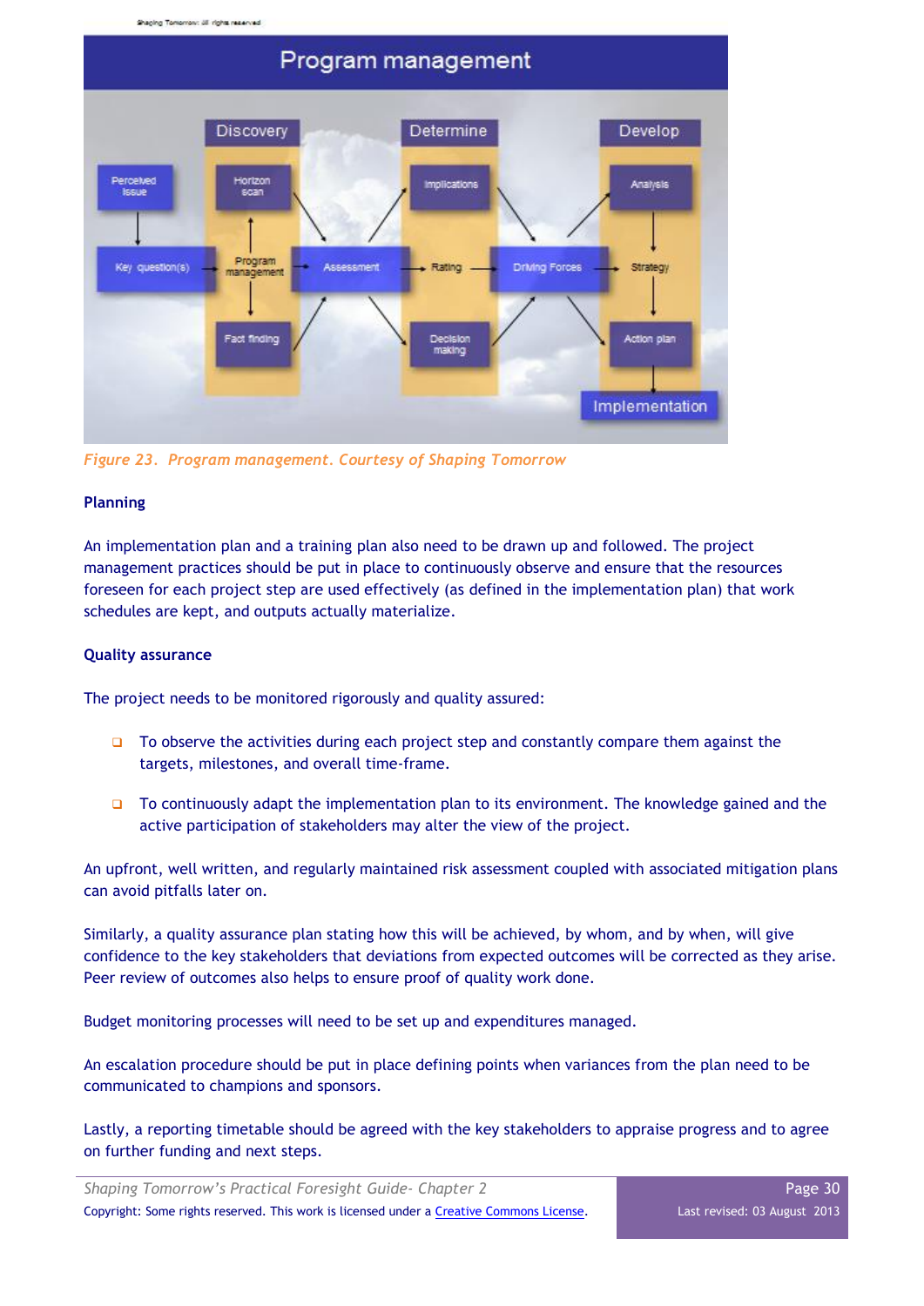*Figure 23. Program management. Courtesy of Shaping Tomorrow*

**Planning**

An implementation plan and a training plan also need to be drawn up and followed. The project management practices should be put in place to continuously observe and ensure that the resources foreseen for each project step are used effectively (as defined in the implementation plan) that work schedules are kept, and outputs actually materialize.

**Quality assurance**

The project needs to be monitored rigorously and quality assured:

- To observe the activities during each project step and constantly compare them against the targets, milestones, and overall time-frame.
- To continuously adapt the implementation plan to its environment. The knowledge gained and the active participation of stakeholders may alter the view of the project.

An upfront, well written, and regularly maintained risk assessment coupled with associated mitigation plans can avoid pitfalls later on.

Similarly, a quality assurance plan stating how this will be achieved, by whom, and by when, will give confidence to the key stakeholders that deviations from expected outcomes will be corrected as they arise. Peer review of outcomes also helps to ensure proof of quality work done.

Budget monitoring processes will need to be set up and expenditures managed.

An escalation procedure should be put in place defining points when variances from the plan need to be communicated to champions and sponsors.

Lastly, a reporting timetable should be agreed with the key stakeholders to appraise progress and to agree on further funding and next steps.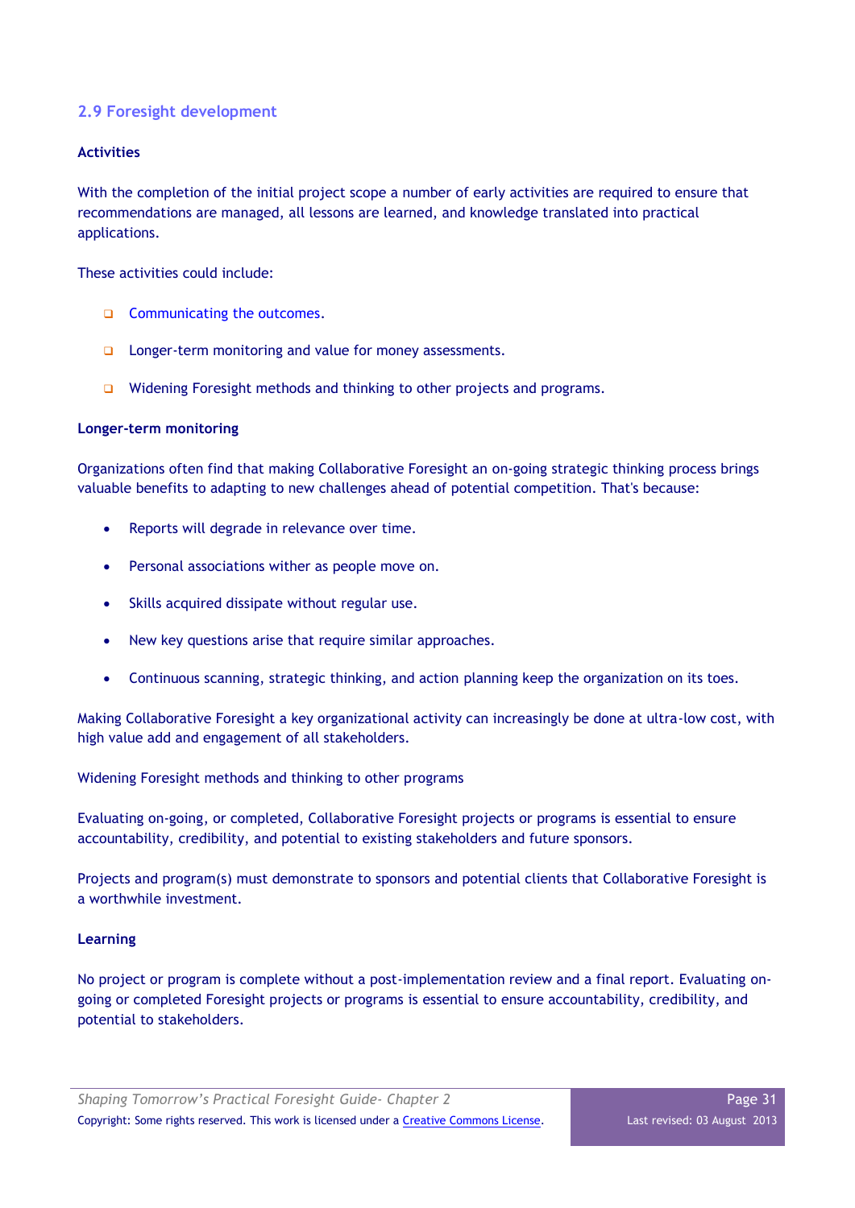## 2.9 Foresight development

**Activities**

With the completion of the initial project scope a number of early activities are required to ensure that recommendations are managed, all lessons are learned, and knowledge translated into practical applications.

These activities could include:

- Communicating the outcomes.
- Longer-term monitoring and value for money assessments.
- Widening Foresight methods and thinking to other projects and programs.

**Longer-term monitoring**

Organizations often find that making Collaborative Foresight an on-going strategic thinking process brings valuable benefits to adapting to new challenges ahead of potential competition. That's because:

- Reports will degrade in relevance over time.
- Personal associations wither as people move on.
- Skills acquired dissipate without regular use.
- New key questions arise that require similar approaches.
- Continuous scanning, strategic thinking, and action planning keep the organization on its toes.

Making Collaborative Foresight a key organizational activity can increasingly be done at ultra-low cost, with high value add and engagement of all stakeholders.

Widening Foresight methods and thinking to other programs

Evaluating on-going, or completed, Collaborative Foresight projects or programs is essential to ensure accountability, credibility, and potential to existing stakeholders and future sponsors.

Projects and program(s) must demonstrate to sponsors and potential clients that Collaborative Foresight is a worthwhile investment.

**Learning**

No project or program is complete without a post-implementation review and a final report. Evaluating on-going or completed Foresight projects or programs is essential to ensure accountability, credibility, and potential to stakeholders.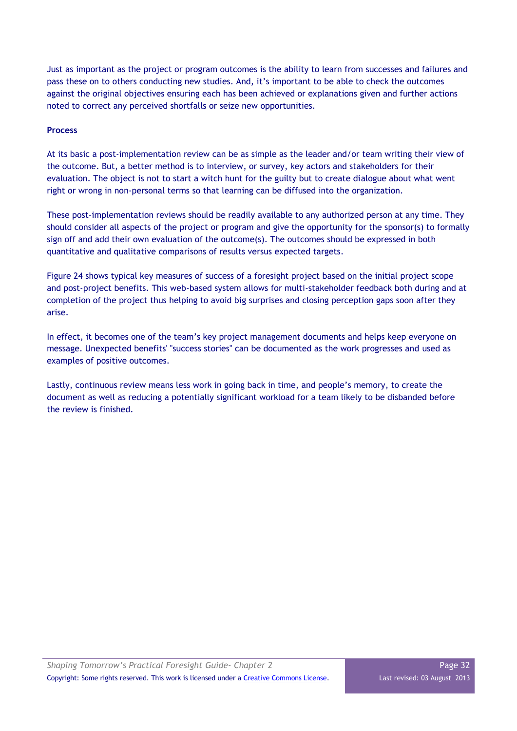Just as important as the project or program outcomes is the ability to learn from successes and failures and pass these on to others conducting new studies. And, it's important to be able to check the outcomes against the original objectives ensuring each has been achieved or explanations given and further actions noted to correct any perceived shortfalls or seize new opportunities.

**Process**

At its basic a post-implementation review can be as simple as the leader and/or team writing their view of the outcome. But, a better method is to interview, or survey, key actors and stakeholders for their evaluation. The object is not to start a witch hunt for the guilty but to create dialogue about what went right or wrong in non-personal terms so that learning can be diffused into the organization.

These post-implementation reviews should be readily available to any authorized person at any time. They should consider all aspects of the project or program and give the opportunity for the sponsor(s) to formally sign off and add their own evaluation of the outcome(s). The outcomes should be expressed in both quantitative and qualitative comparisons of results versus expected targets.

Figure 24 shows typical key measures of success of a foresight project based on the initial project scope and post-project benefits. This web-based system allows for multi-stakeholder feedback both during and at completion of the project thus helping to avoid big surprises and closing perception gaps soon after they arise.

In effect, it becomes one of the team's key project management documents and helps keep everyone on message. Unexpected benefits' "success stories" can be documented as the work progresses and used as examples of positive outcomes.

Lastly, continuous review means less work in going back in time, and people's memory, to create the document as well as reducing a potentially significant workload for a team likely to be disbanded before the review is finished.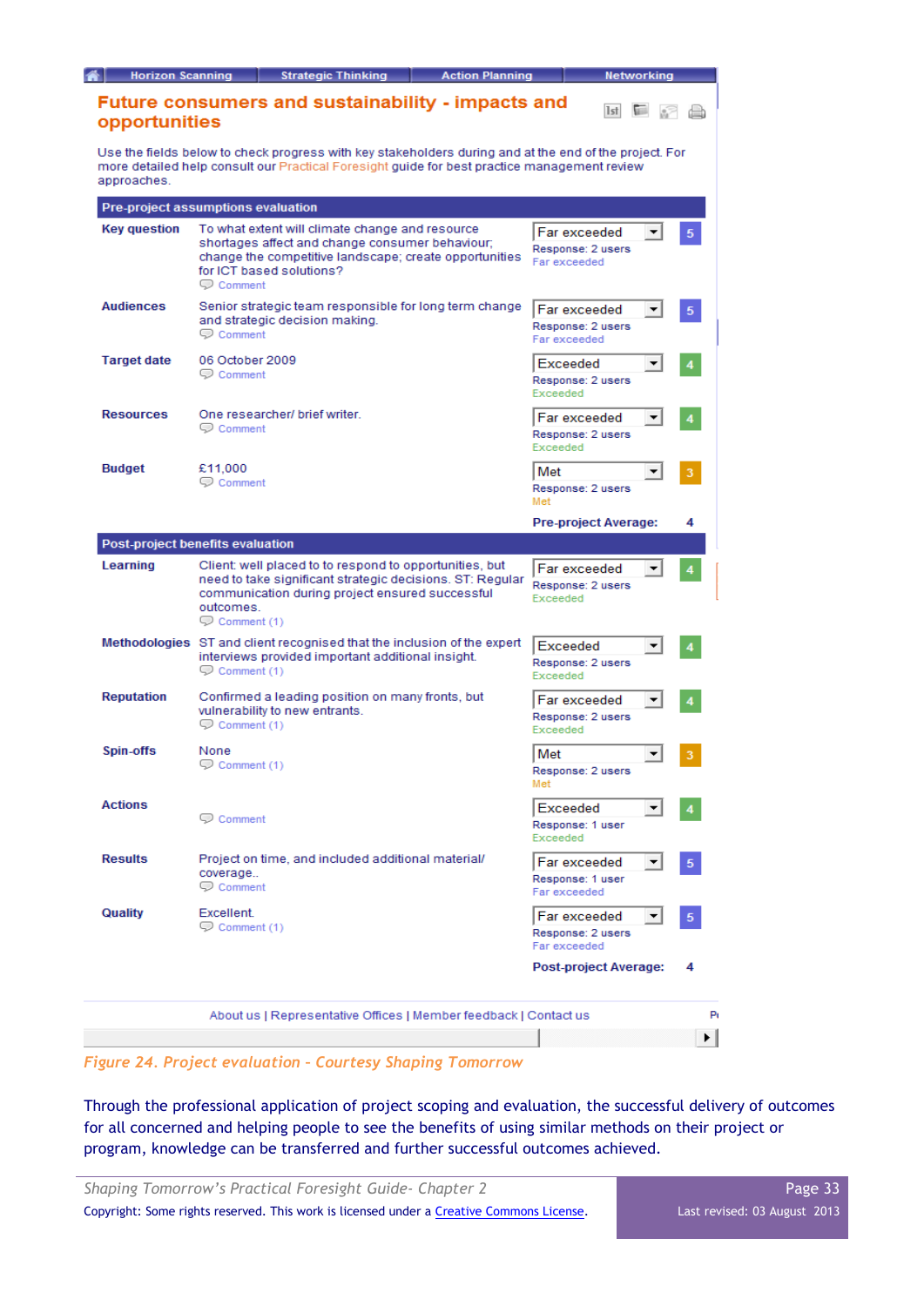Horizon Scanning | Strategic Thinking | Action Planning | Networking

## Future consumers and sustainability - impacts and opportunities

Use the fields below to check progress with key stakeholders during and at the end of the project. For more detailed help consult our Practical Foresight guide for best practice management review approaches.

**Pre-project assumptions evaluation**

| | | | |
|---|---|---|---|
| **Key question** | To what extent will climate change and resource shortages affect and change consumer behaviour; change the competitive landscape; create opportunities for ICT based solutions? Comment | Far exceeded — Response: 2 users — Far exceeded | 5 |
| **Audiences** | Senior strategic team responsible for long term change and strategic decision making. Comment | Far exceeded — Response: 2 users — Far exceeded | 5 |
| **Target date** | 06 October 2009 Comment | Exceeded — Response: 2 users — Exceeded | 4 |
| **Resources** | One researcher/ brief writer. Comment | Far exceeded — Response: 2 users — Exceeded | 4 |
| **Budget** | £11,000 Comment | Met — Response: 2 users — Met | 3 |
| | | **Pre-project Average:** | 4 |

**Post-project benefits evaluation**

| | | | |
|---|---|---|---|
| **Learning** | Client: well placed to to respond to opportunities, but need to take significant strategic decisions. ST: Regular communication during project ensured successful outcomes. Comment (1) | Far exceeded — Response: 2 users — Exceeded | 4 |
| **Methodologies** | ST and client recognised that the inclusion of the expert interviews provided important additional insight. Comment (1) | Exceeded — Response: 2 users — Exceeded | 4 |
| **Reputation** | Confirmed a leading position on many fronts, but vulnerability to new entrants. Comment (1) | Far exceeded — Response: 2 users — Exceeded | 4 |
| **Spin-offs** | None Comment (1) | Met — Response: 2 users — Met | 3 |
| **Actions** | Comment | Exceeded — Response: 1 user — Exceeded | 4 |
| **Results** | Project on time, and included additional material/ coverage.. Comment | Far exceeded — Response: 1 user — Far exceeded | 5 |
| **Quality** | Excellent. Comment (1) | Far exceeded — Response: 2 users — Far exceeded | 5 |
| | | **Post-project Average:** | 4 |

About us | Representative Offices | Member feedback | Contact us

*Figure 24. Project evaluation - Courtesy Shaping Tomorrow*

Through the professional application of project scoping and evaluation, the successful delivery of outcomes for all concerned and helping people to see the benefits of using similar methods on their project or program, knowledge can be transferred and further successful outcomes achieved.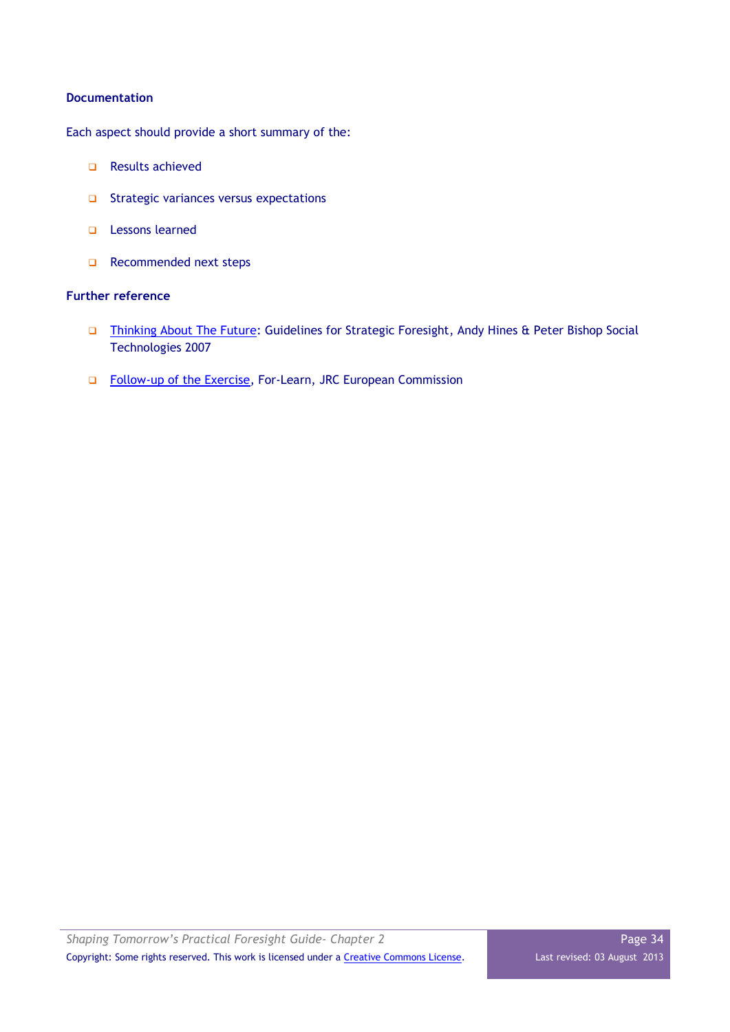### Documentation

Each aspect should provide a short summary of the:

- Results achieved
- Strategic variances versus expectations
- Lessons learned
- Recommended next steps

### Further reference

- Thinking About The Future: Guidelines for Strategic Foresight, Andy Hines & Peter Bishop Social Technologies 2007
- Follow-up of the Exercise, For-Learn, JRC European Commission